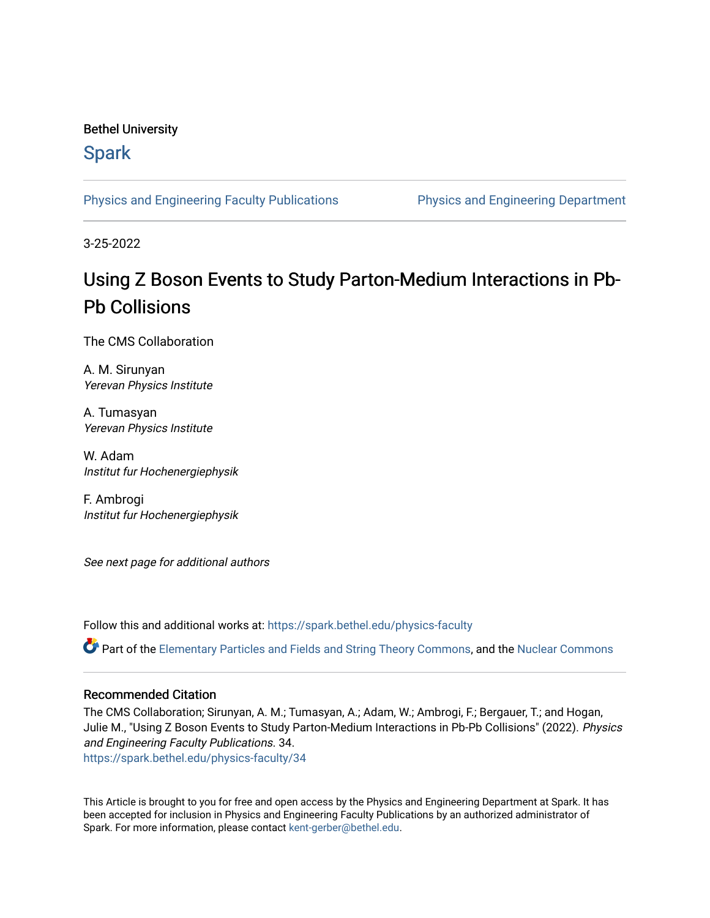Bethel University

# Spark

Physics and Engineering Faculty Publications | Physics and Engineering Department

3-25-2022

# Using Z Boson Events to Study Parton-Medium Interactions in Pb-Pb Collisions

The CMS Collaboration

A. M. Sirunyan
*Yerevan Physics Institute*

A. Tumasyan
*Yerevan Physics Institute*

W. Adam
*Institut fur Hochenergiephysik*

F. Ambrogi
*Institut fur Hochenergiephysik*

*See next page for additional authors*

Follow this and additional works at: https://spark.bethel.edu/physics-faculty

Part of the Elementary Particles and Fields and String Theory Commons, and the Nuclear Commons

## Recommended Citation

The CMS Collaboration; Sirunyan, A. M.; Tumasyan, A.; Adam, W.; Ambrogi, F.; Bergauer, T.; and Hogan, Julie M., "Using Z Boson Events to Study Parton-Medium Interactions in Pb-Pb Collisions" (2022). *Physics and Engineering Faculty Publications*. 34.
https://spark.bethel.edu/physics-faculty/34

This Article is brought to you for free and open access by the Physics and Engineering Department at Spark. It has been accepted for inclusion in Physics and Engineering Faculty Publications by an authorized administrator of Spark. For more information, please contact kent-gerber@bethel.edu.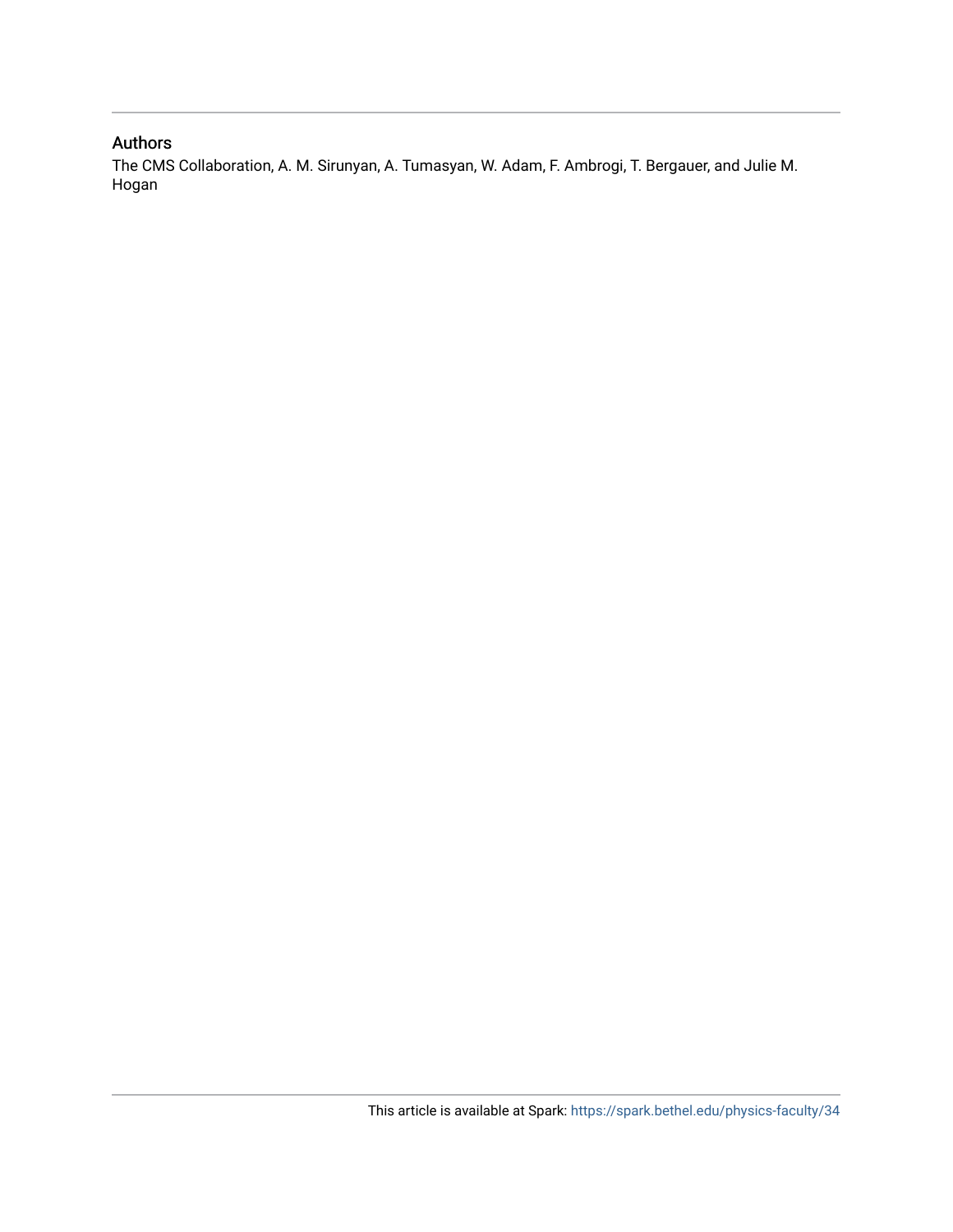## Authors

The CMS Collaboration, A. M. Sirunyan, A. Tumasyan, W. Adam, F. Ambrogi, T. Bergauer, and Julie M. Hogan

This article is available at Spark: https://spark.bethel.edu/physics-faculty/34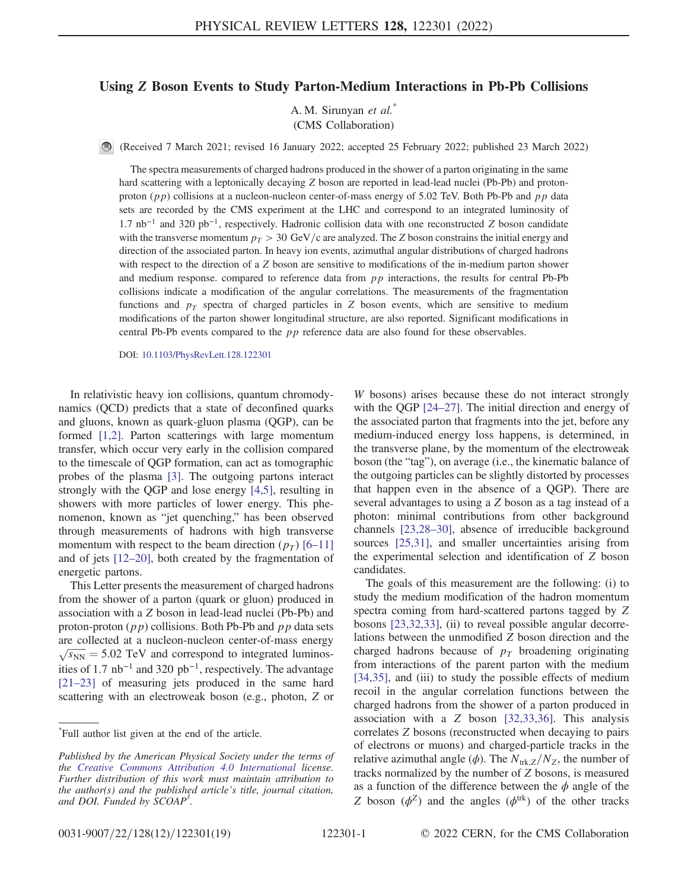# Using Z Boson Events to Study Parton-Medium Interactions in Pb-Pb Collisions

A. M. Sirunyan *et al.*[*]

(CMS Collaboration)

(Received 7 March 2021; revised 16 January 2022; accepted 25 February 2022; published 23 March 2022)

The spectra measurements of charged hadrons produced in the shower of a parton originating in the same hard scattering with a leptonically decaying $Z$ boson are reported in lead-lead nuclei (Pb-Pb) and proton-proton ($pp$) collisions at a nucleon-nucleon center-of-mass energy of 5.02 TeV. Both Pb-Pb and $pp$ data sets are recorded by the CMS experiment at the LHC and correspond to an integrated luminosity of 1.7 nb$^{-1}$ and 320 pb$^{-1}$, respectively. Hadronic collision data with one reconstructed $Z$ boson candidate with the transverse momentum $p_T > 30$ GeV/c are analyzed. The $Z$ boson constrains the initial energy and direction of the associated parton. In heavy ion events, azimuthal angular distributions of charged hadrons with respect to the direction of a $Z$ boson are sensitive to modifications of the in-medium parton shower and medium response. compared to reference data from $pp$ interactions, the results for central Pb-Pb collisions indicate a modification of the angular correlations. The measurements of the fragmentation functions and $p_T$ spectra of charged particles in $Z$ boson events, which are sensitive to medium modifications of the parton shower longitudinal structure, are also reported. Significant modifications in central Pb-Pb events compared to the $pp$ reference data are also found for these observables.

DOI: 10.1103/PhysRevLett.128.122301

In relativistic heavy ion collisions, quantum chromodynamics (QCD) predicts that a state of deconfined quarks and gluons, known as quark-gluon plasma (QGP), can be formed [1,2]. Parton scatterings with large momentum transfer, which occur very early in the collision compared to the timescale of QGP formation, can act as tomographic probes of the plasma [3]. The outgoing partons interact strongly with the QGP and lose energy [4,5], resulting in showers with more particles of lower energy. This phenomenon, known as "jet quenching," has been observed through measurements of hadrons with high transverse momentum with respect to the beam direction ($p_T$) [6–11] and of jets [12–20], both created by the fragmentation of energetic partons.

This Letter presents the measurement of charged hadrons from the shower of a parton (quark or gluon) produced in association with a $Z$ boson in lead-lead nuclei (Pb-Pb) and proton-proton ($pp$) collisions. Both Pb-Pb and $pp$ data sets are collected at a nucleon-nucleon center-of-mass energy $\sqrt{s_{NN}} = 5.02$ TeV and correspond to integrated luminosities of 1.7 nb$^{-1}$ and 320 pb$^{-1}$, respectively. The advantage [21–23] of measuring jets produced in the same hard scattering with an electroweak boson (e.g., photon, $Z$ or $W$ bosons) arises because these do not interact strongly with the QGP [24–27]. The initial direction and energy of the associated parton that fragments into the jet, before any medium-induced energy loss happens, is determined, in the transverse plane, by the momentum of the electroweak boson (the "tag"), on average (i.e., the kinematic balance of the outgoing particles can be slightly distorted by processes that happen even in the absence of a QGP). There are several advantages to using a $Z$ boson as a tag instead of a photon: minimal contributions from other background channels [23,28–30], absence of irreducible background sources [25,31], and smaller uncertainties arising from the experimental selection and identification of $Z$ boson candidates.

The goals of this measurement are the following: (i) to study the medium modification of the hadron momentum spectra coming from hard-scattered partons tagged by $Z$ bosons [23,32,33], (ii) to reveal possible angular decorrelations between the unmodified $Z$ boson direction and the charged hadrons because of $p_T$ broadening originating from interactions of the parent parton with the medium [34,35], and (iii) to study the possible effects of medium recoil in the angular correlation functions between the charged hadrons from the shower of a parton produced in association with a $Z$ boson [32,33,36]. This analysis correlates $Z$ bosons (reconstructed when decaying to pairs of electrons or muons) and charged-particle tracks in the relative azimuthal angle ($\phi$). The $N_{\mathrm{trk},Z}/N_Z$, the number of tracks normalized by the number of $Z$ bosons, is measured as a function of the difference between the $\phi$ angle of the $Z$ boson ($\phi^Z$) and the angles ($\phi^{\mathrm{trk}}$) of the other tracks

---

[*]Full author list given at the end of the article.

*Published by the American Physical Society under the terms of the Creative Commons Attribution 4.0 International license. Further distribution of this work must maintain attribution to the author(s) and the published article's title, journal citation, and DOI. Funded by SCOAP*[3].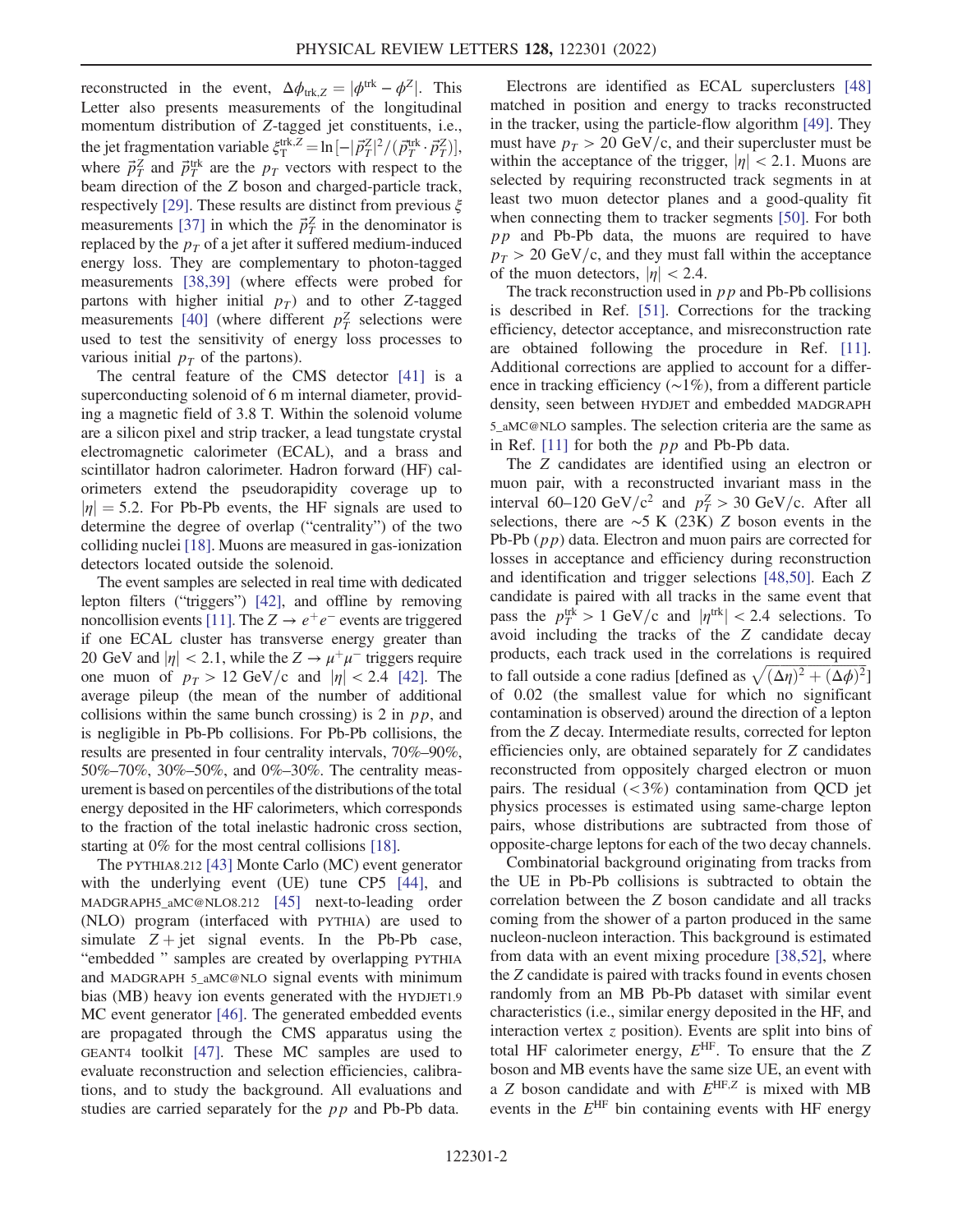reconstructed in the event, $\Delta\phi_{\mathrm{trk},Z} = |\phi^{\mathrm{trk}} - \phi^{Z}|$. This Letter also presents measurements of the longitudinal momentum distribution of $Z$-tagged jet constituents, i.e., the jet fragmentation variable $\xi_{\mathrm{T}}^{\mathrm{trk},Z} = \ln[-|\vec{p}_T^{\,Z}|^2/(\vec{p}_T^{\,\mathrm{trk}} \cdot \vec{p}_T^{\,Z})]$, where $\vec{p}_T^{\,Z}$ and $\vec{p}_T^{\,\mathrm{trk}}$ are the $p_T$ vectors with respect to the beam direction of the $Z$ boson and charged-particle track, respectively [29]. These results are distinct from previous $\xi$ measurements [37] in which the $\vec{p}_T^{\,Z}$ in the denominator is replaced by the $p_T$ of a jet after it suffered medium-induced energy loss. They are complementary to photon-tagged measurements [38,39] (where effects were probed for partons with higher initial $p_T$) and to other $Z$-tagged measurements [40] (where different $p_T^Z$ selections were used to test the sensitivity of energy loss processes to various initial $p_T$ of the partons).

The central feature of the CMS detector [41] is a superconducting solenoid of 6 m internal diameter, providing a magnetic field of 3.8 T. Within the solenoid volume are a silicon pixel and strip tracker, a lead tungstate crystal electromagnetic calorimeter (ECAL), and a brass and scintillator hadron calorimeter. Hadron forward (HF) calorimeters extend the pseudorapidity coverage up to $|\eta| = 5.2$. For Pb-Pb events, the HF signals are used to determine the degree of overlap ("centrality") of the two colliding nuclei [18]. Muons are measured in gas-ionization detectors located outside the solenoid.

The event samples are selected in real time with dedicated lepton filters ("triggers") [42], and offline by removing noncollision events [11]. The $Z \to e^+e^-$ events are triggered if one ECAL cluster has transverse energy greater than 20 GeV and $|\eta| < 2.1$, while the $Z \to \mu^+\mu^-$ triggers require one muon of $p_T > 12$ GeV/c and $|\eta| < 2.4$ [42]. The average pileup (the mean of the number of additional collisions within the same bunch crossing) is 2 in $pp$, and is negligible in Pb-Pb collisions. For Pb-Pb collisions, the results are presented in four centrality intervals, 70%–90%, 50%–70%, 30%–50%, and 0%–30%. The centrality measurement is based on percentiles of the distributions of the total energy deposited in the HF calorimeters, which corresponds to the fraction of the total inelastic hadronic cross section, starting at 0% for the most central collisions [18].

The PYTHIA8.212 [43] Monte Carlo (MC) event generator with the underlying event (UE) tune CP5 [44], and MADGRAPH5_aMC@NLO8.212 [45] next-to-leading order (NLO) program (interfaced with PYTHIA) are used to simulate $Z$ + jet signal events. In the Pb-Pb case, "embedded " samples are created by overlapping PYTHIA and MADGRAPH 5_aMC@NLO signal events with minimum bias (MB) heavy ion events generated with the HYDJET1.9 MC event generator [46]. The generated embedded events are propagated through the CMS apparatus using the GEANT4 toolkit [47]. These MC samples are used to evaluate reconstruction and selection efficiencies, calibrations, and to study the background. All evaluations and studies are carried separately for the $pp$ and Pb-Pb data.

Electrons are identified as ECAL superclusters [48] matched in position and energy to tracks reconstructed in the tracker, using the particle-flow algorithm [49]. They must have $p_T > 20$ GeV/c, and their supercluster must be within the acceptance of the trigger, $|\eta| < 2.1$. Muons are selected by requiring reconstructed track segments in at least two muon detector planes and a good-quality fit when connecting them to tracker segments [50]. For both $pp$ and Pb-Pb data, the muons are required to have $p_T > 20$ GeV/c, and they must fall within the acceptance of the muon detectors, $|\eta| < 2.4$.

The track reconstruction used in $pp$ and Pb-Pb collisions is described in Ref. [51]. Corrections for the tracking efficiency, detector acceptance, and misreconstruction rate are obtained following the procedure in Ref. [11]. Additional corrections are applied to account for a difference in tracking efficiency (∼1%), from a different particle density, seen between HYDJET and embedded MADGRAPH 5_aMC@NLO samples. The selection criteria are the same as in Ref. [11] for both the $pp$ and Pb-Pb data.

The $Z$ candidates are identified using an electron or muon pair, with a reconstructed invariant mass in the interval 60–120 GeV/c$^2$ and $p_T^Z > 30$ GeV/c. After all selections, there are ∼5 K (23K) $Z$ boson events in the Pb-Pb ($pp$) data. Electron and muon pairs are corrected for losses in acceptance and efficiency during reconstruction and identification and trigger selections [48,50]. Each $Z$ candidate is paired with all tracks in the same event that pass the $p_T^{\mathrm{trk}} > 1$ GeV/c and $|\eta^{\mathrm{trk}}| < 2.4$ selections. To avoid including the tracks of the $Z$ candidate decay products, each track used in the correlations is required to fall outside a cone radius [defined as $\sqrt{(\Delta\eta)^2 + (\Delta\phi)^2}$] of 0.02 (the smallest value for which no significant contamination is observed) around the direction of a lepton from the $Z$ decay. Intermediate results, corrected for lepton efficiencies only, are obtained separately for $Z$ candidates reconstructed from oppositely charged electron or muon pairs. The residual (<3%) contamination from QCD jet physics processes is estimated using same-charge lepton pairs, whose distributions are subtracted from those of opposite-charge leptons for each of the two decay channels.

Combinatorial background originating from tracks from the UE in Pb-Pb collisions is subtracted to obtain the correlation between the $Z$ boson candidate and all tracks coming from the shower of a parton produced in the same nucleon-nucleon interaction. This background is estimated from data with an event mixing procedure [38,52], where the $Z$ candidate is paired with tracks found in events chosen randomly from an MB Pb-Pb dataset with similar event characteristics (i.e., similar energy deposited in the HF, and interaction vertex $z$ position). Events are split into bins of total HF calorimeter energy, $E^{\mathrm{HF}}$. To ensure that the $Z$ boson and MB events have the same size UE, an event with a $Z$ boson candidate and with $E^{\mathrm{HF},Z}$ is mixed with MB events in the $E^{\mathrm{HF}}$ bin containing events with HF energy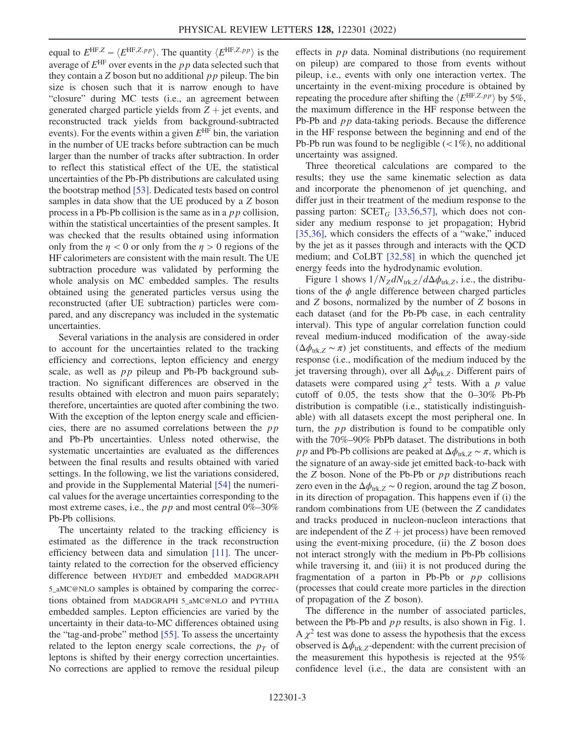equal to $E^{\mathrm{HF},Z} - \langle E^{\mathrm{HF},Z,pp} \rangle$. The quantity $\langle E^{\mathrm{HF},Z,pp} \rangle$ is the average of $E^{\mathrm{HF}}$ over events in the $pp$ data selected such that they contain a $Z$ boson but no additional $pp$ pileup. The bin size is chosen such that it is narrow enough to have "closure" during MC tests (i.e., an agreement between generated charged particle yields from $Z$ + jet events, and reconstructed track yields from background-subtracted events). For the events within a given $E^{\mathrm{HF}}$ bin, the variation in the number of UE tracks before subtraction can be much larger than the number of tracks after subtraction. In order to reflect this statistical effect of the UE, the statistical uncertainties of the Pb-Pb distributions are calculated using the bootstrap method [53]. Dedicated tests based on control samples in data show that the UE produced by a $Z$ boson process in a Pb-Pb collision is the same as in a $pp$ collision, within the statistical uncertainties of the present samples. It was checked that the results obtained using information only from the $\eta < 0$ or only from the $\eta > 0$ regions of the HF calorimeters are consistent with the main result. The UE subtraction procedure was validated by performing the whole analysis on MC embedded samples. The results obtained using the generated particles versus using the reconstructed (after UE subtraction) particles were compared, and any discrepancy was included in the systematic uncertainties.

Several variations in the analysis are considered in order to account for the uncertainties related to the tracking efficiency and corrections, lepton efficiency and energy scale, as well as $pp$ pileup and Pb-Pb background subtraction. No significant differences are observed in the results obtained with electron and muon pairs separately; therefore, uncertainties are quoted after combining the two. With the exception of the lepton energy scale and efficiencies, there are no assumed correlations between the $pp$ and Pb-Pb uncertainties. Unless noted otherwise, the systematic uncertainties are evaluated as the differences between the final results and results obtained with varied settings. In the following, we list the variations considered, and provide in the Supplemental Material [54] the numerical values for the average uncertainties corresponding to the most extreme cases, i.e., the $pp$ and most central 0%–30% Pb-Pb collisions.

The uncertainty related to the tracking efficiency is estimated as the difference in the track reconstruction efficiency between data and simulation [11]. The uncertainty related to the correction for the observed efficiency difference between HYDJET and embedded MADGRAPH 5_aMC@NLO samples is obtained by comparing the corrections obtained from MADGRAPH 5_aMC@NLO and PYTHIA embedded samples. Lepton efficiencies are varied by the uncertainty in their data-to-MC differences obtained using the "tag-and-probe" method [55]. To assess the uncertainty related to the lepton energy scale corrections, the $p_T$ of leptons is shifted by their energy correction uncertainties. No corrections are applied to remove the residual pileup effects in $pp$ data. Nominal distributions (no requirement on pileup) are compared to those from events without pileup, i.e., events with only one interaction vertex. The uncertainty in the event-mixing procedure is obtained by repeating the procedure after shifting the $\langle E^{\mathrm{HF},Z,pp} \rangle$ by 5%, the maximum difference in the HF response between the Pb-Pb and $pp$ data-taking periods. Because the difference in the HF response between the beginning and end of the Pb-Pb run was found to be negligible (<1%), no additional uncertainty was assigned.

Three theoretical calculations are compared to the results; they use the same kinematic selection as data and incorporate the phenomenon of jet quenching, and differ just in their treatment of the medium response to the passing parton: $\mathrm{SCET}_G$ [33,56,57], which does not consider any medium response to jet propagation; Hybrid [35,36], which considers the effects of a "wake," induced by the jet as it passes through and interacts with the QCD medium; and CoLBT [32,58] in which the quenched jet energy feeds into the hydrodynamic evolution.

Figure 1 shows $1/N_Z dN_{\mathrm{trk},Z}/d\Delta\phi_{\mathrm{trk},Z}$, i.e., the distributions of the $\phi$ angle difference between charged particles and $Z$ bosons, normalized by the number of $Z$ bosons in each dataset (and for the Pb-Pb case, in each centrality interval). This type of angular correlation function could reveal medium-induced modification of the away-side ($\Delta\phi_{\mathrm{trk},Z} \sim \pi$) jet constituents, and effects of the medium response (i.e., modification of the medium induced by the jet traversing through), over all $\Delta\phi_{\mathrm{trk},Z}$. Different pairs of datasets were compared using $\chi^2$ tests. With a $p$ value cutoff of 0.05, the tests show that the 0–30% Pb-Pb distribution is compatible (i.e., statistically indistinguishable) with all datasets except the most peripheral one. In turn, the $pp$ distribution is found to be compatible only with the 70%–90% PbPb dataset. The distributions in both $pp$ and Pb-Pb collisions are peaked at $\Delta\phi_{\mathrm{trk},Z} \sim \pi$, which is the signature of an away-side jet emitted back-to-back with the $Z$ boson. None of the Pb-Pb or $pp$ distributions reach zero even in the $\Delta\phi_{\mathrm{trk},Z} \sim 0$ region, around the tag $Z$ boson, in its direction of propagation. This happens even if (i) the random combinations from UE (between the $Z$ candidates and tracks produced in nucleon-nucleon interactions that are independent of the $Z$ + jet process) have been removed using the event-mixing procedure, (ii) the $Z$ boson does not interact strongly with the medium in Pb-Pb collisions while traversing it, and (iii) it is not produced during the fragmentation of a parton in Pb-Pb or $pp$ collisions (processes that could create more particles in the direction of propagation of the $Z$ boson).

The difference in the number of associated particles, between the Pb-Pb and $pp$ results, is also shown in Fig. 1. A $\chi^2$ test was done to assess the hypothesis that the excess observed is $\Delta\phi_{\mathrm{trk},Z}$-dependent: with the current precision of the measurement this hypothesis is rejected at the 95% confidence level (i.e., the data are consistent with an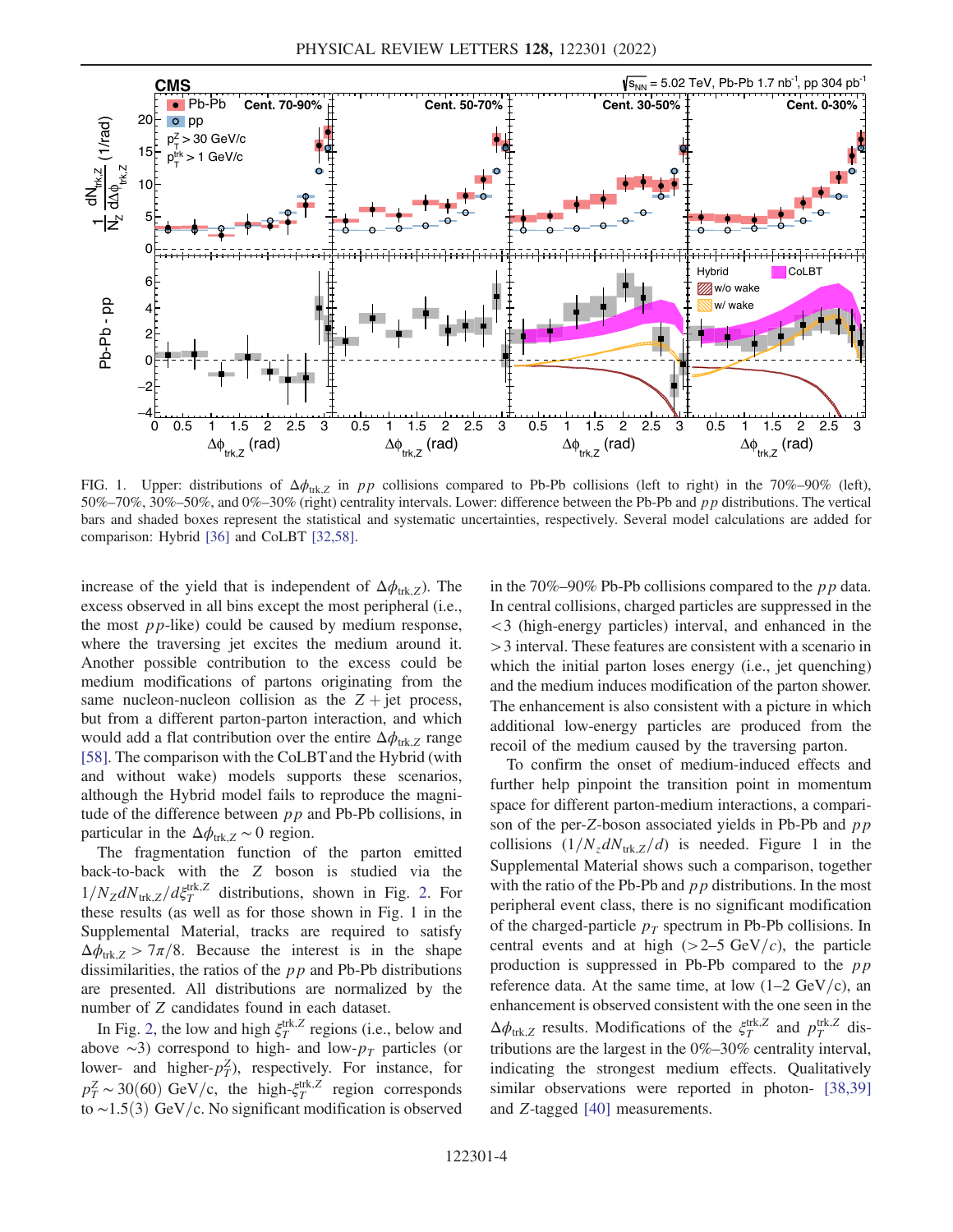FIG. 1. Upper: distributions of $\Delta\phi_{\mathrm{trk},Z}$ in $pp$ collisions compared to Pb-Pb collisions (left to right) in the 70%–90% (left), 50%–70%, 30%–50%, and 0%–30% (right) centrality intervals. Lower: difference between the Pb-Pb and $pp$ distributions. The vertical bars and shaded boxes represent the statistical and systematic uncertainties, respectively. Several model calculations are added for comparison: Hybrid [36] and CoLBT [32,58].

increase of the yield that is independent of $\Delta\phi_{\mathrm{trk},Z}$). The excess observed in all bins except the most peripheral (i.e., the most $pp$-like) could be caused by medium response, where the traversing jet excites the medium around it. Another possible contribution to the excess could be medium modifications of partons originating from the same nucleon-nucleon collision as the $Z+\mathrm{jet}$ process, but from a different parton-parton interaction, and which would add a flat contribution over the entire $\Delta\phi_{\mathrm{trk},Z}$ range [58]. The comparison with the CoLBT and the Hybrid (with and without wake) models supports these scenarios, although the Hybrid model fails to reproduce the magnitude of the difference between $pp$ and Pb-Pb collisions, in particular in the $\Delta\phi_{\mathrm{trk},Z} \sim 0$ region.

The fragmentation function of the parton emitted back-to-back with the $Z$ boson is studied via the $1/N_Z dN_{\mathrm{trk},Z}/d\xi_T^{\mathrm{trk},Z}$ distributions, shown in Fig. 2. For these results (as well as for those shown in Fig. 1 in the Supplemental Material, tracks are required to satisfy $\Delta\phi_{\mathrm{trk},Z} > 7\pi/8$. Because the interest is the shape dissimilarities, the ratios of the $pp$ and Pb-Pb distributions are presented. All distributions are normalized by the number of $Z$ candidates found in each dataset.

In Fig. 2, the low and high $\xi_T^{\mathrm{trk},Z}$ regions (i.e., below and above $\sim$3) correspond to high- and low-$p_T$ particles (or lower- and higher-$p_T^Z$), respectively. For instance, for $p_T^Z \sim 30(60)$ GeV/c, the high-$\xi_T^{\mathrm{trk},Z}$ region corresponds to $\sim$1.5(3) GeV/c. No significant modification is observed in the 70%–90% Pb-Pb collisions compared to the $pp$ data. In central collisions, charged particles are suppressed in the $<3$ (high-energy particles) interval, and enhanced in the $>3$ interval. These features are consistent with a scenario in which the initial parton loses energy (i.e., jet quenching) and the medium induces modification of the parton shower. The enhancement is also consistent with a picture in which additional low-energy particles are produced from the recoil of the medium caused by the traversing parton.

To confirm the onset of medium-induced effects and further help pinpoint the transition point in momentum space for different parton-medium interactions, a comparison of the per-$Z$-boson associated yields in Pb-Pb and $pp$ collisions ($1/N_z dN_{\mathrm{trk},Z}/d$) is needed. Figure 1 in the Supplemental Material shows such a comparison, together with the ratio of the Pb-Pb and $pp$ distributions. In the most peripheral event class, there is no significant modification of the charged-particle $p_T$ spectrum in Pb-Pb collisions. In central events and at high ($>$2–5 GeV/c), the particle production is suppressed in Pb-Pb compared to the $pp$ reference data. At the same time, at low (1–2 GeV/c), an enhancement is observed consistent with the one seen in the $\Delta\phi_{\mathrm{trk},Z}$ results. Modifications of the $\xi_T^{\mathrm{trk},Z}$ and $p_T^{\mathrm{trk},Z}$ distributions are the largest in the 0%–30% centrality interval, indicating the strongest medium effects. Qualitatively similar observations were reported in photon- [38,39] and $Z$-tagged [40] measurements.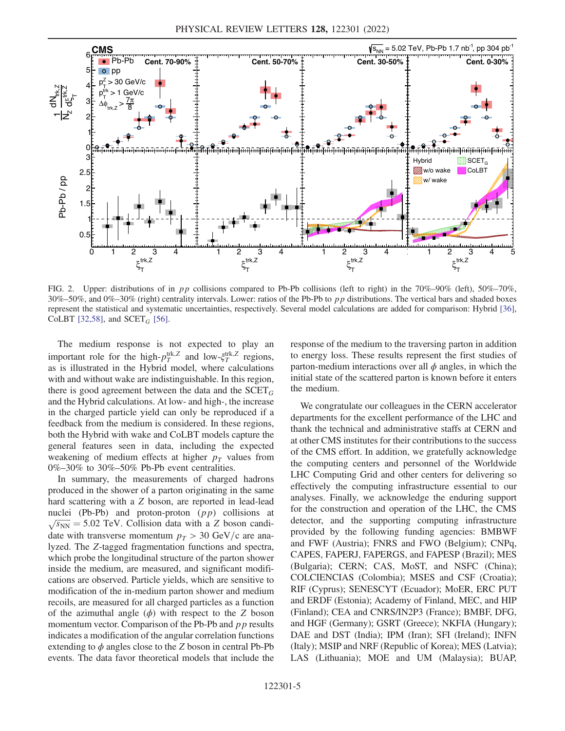FIG. 2. Upper: distributions of in $pp$ collisions compared to Pb-Pb collisions (left to right) in the 70%–90% (left), 50%–70%, 30%–50%, and 0%–30% (right) centrality intervals. Lower: ratios of the Pb-Pb to $pp$ distributions. The vertical bars and shaded boxes represent the statistical and systematic uncertainties, respectively. Several model calculations are added for comparison: Hybrid [36], CoLBT [32,58], and SCET$_G$ [56].

The medium response is not expected to play an important role for the high-$p_T^{\mathrm{trk},Z}$ and low-$\xi_T^{\mathrm{trk},Z}$ regions, as is illustrated in the Hybrid model, where calculations with and without wake are indistinguishable. In this region, there is good agreement between the data and the SCET$_G$ and the Hybrid calculations. At low- and high-, the increase in the charged particle yield can only be reproduced if a feedback from the medium is considered. In these regions, both the Hybrid with wake and CoLBT models capture the general features seen in data, including the expected weakening of medium effects at higher $p_T$ values from 0%–30% to 30%–50% Pb-Pb event centralities.

In summary, the measurements of charged hadrons produced in the shower of a parton originating in the same hard scattering with a $Z$ boson, are reported in lead-lead nuclei (Pb-Pb) and proton-proton ($pp$) collisions at $\sqrt{s_{\mathrm{NN}}} = 5.02$ TeV. Collision data with a $Z$ boson candidate with transverse momentum $p_T > 30$ GeV/$c$ are analyzed. The $Z$-tagged fragmentation functions and spectra, which probe the longitudinal structure of the parton shower inside the medium, are measured, and significant modifications are observed. Particle yields, which are sensitive to modification of the in-medium parton shower and medium recoils, are measured for all charged particles as a function of the azimuthal angle ($\phi$) with respect to the $Z$ boson momentum vector. Comparison of the Pb-Pb and $pp$ results indicates a modification of the angular correlation functions extending to $\phi$ angles close to the $Z$ boson in central Pb-Pb events. The data favor theoretical models that include the response of the medium to the traversing parton in addition to energy loss. These results represent the first studies of parton-medium interactions over all $\phi$ angles, in which the initial state of the scattered parton is known before it enters the medium.

We congratulate our colleagues in the CERN accelerator departments for the excellent performance of the LHC and thank the technical and administrative staffs at CERN and at other CMS institutes for their contributions to the success of the CMS effort. In addition, we gratefully acknowledge the computing centers and personnel of the Worldwide LHC Computing Grid and other centers for delivering so effectively the computing infrastructure essential to our analyses. Finally, we acknowledge the enduring support for the construction and operation of the LHC, the CMS detector, and the supporting computing infrastructure provided by the following funding agencies: BMBWF and FWF (Austria); FNRS and FWO (Belgium); CNPq, CAPES, FAPERJ, FAPERGS, and FAPESP (Brazil); MES (Bulgaria); CERN; CAS, MoST, and NSFC (China); COLCIENCIAS (Colombia); MSES and CSF (Croatia); RIF (Cyprus); SENESCYT (Ecuador); MoER, ERC PUT and ERDF (Estonia); Academy of Finland, MEC, and HIP (Finland); CEA and CNRS/IN2P3 (France); BMBF, DFG, and HGF (Germany); GSRT (Greece); NKFIA (Hungary); DAE and DST (India); IPM (Iran); SFI (Ireland); INFN (Italy); MSIP and NRF (Republic of Korea); MES (Latvia); LAS (Lithuania); MOE and UM (Malaysia); BUAP,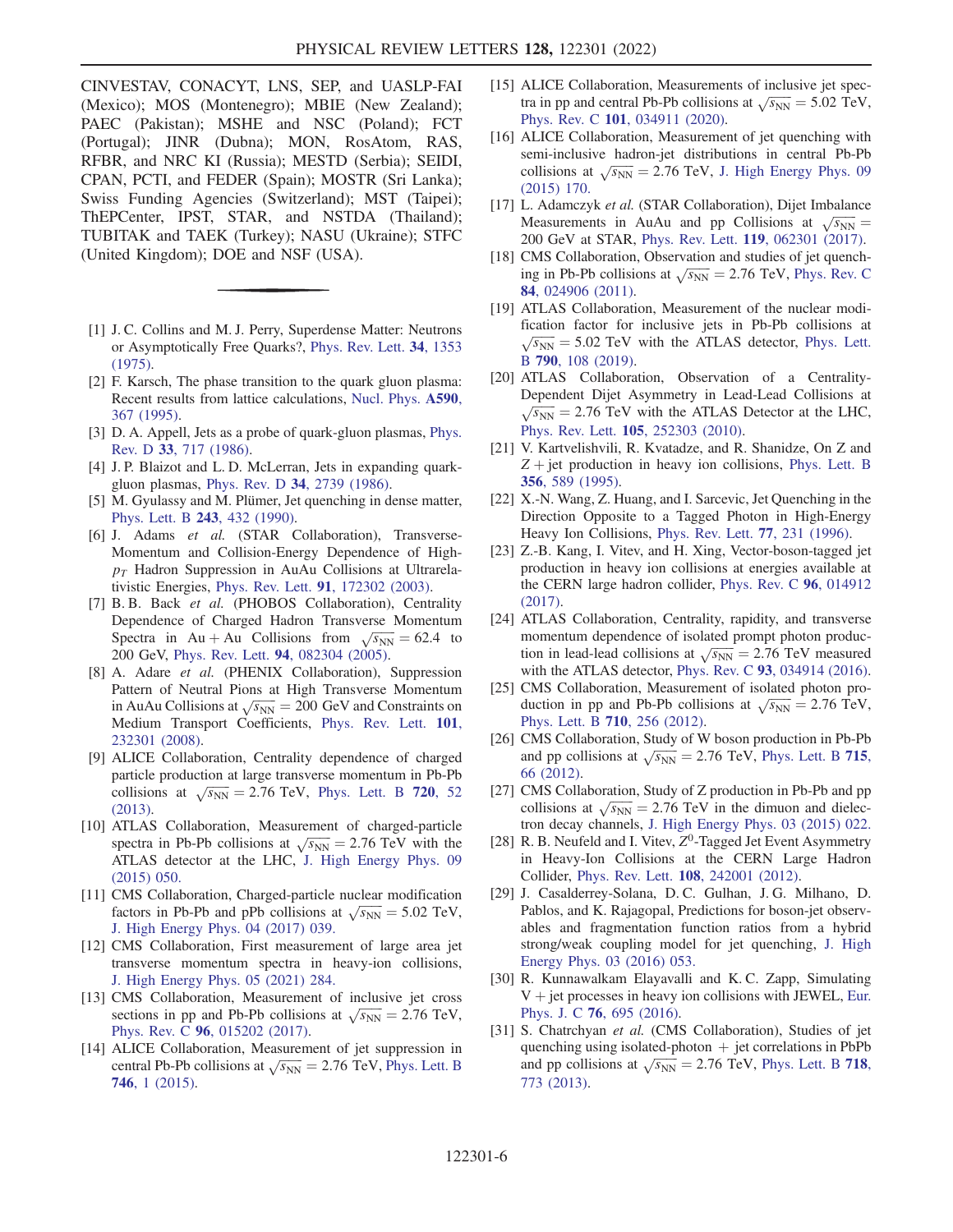CINVESTAV, CONACYT, LNS, SEP, and UASLP-FAI (Mexico); MOS (Montenegro); MBIE (New Zealand); PAEC (Pakistan); MSHE and NSC (Poland); FCT (Portugal); JINR (Dubna); MON, RosAtom, RAS, RFBR, and NRC KI (Russia); MESTD (Serbia); SEIDI, CPAN, PCTI, and FEDER (Spain); MOSTR (Sri Lanka); Swiss Funding Agencies (Switzerland); MST (Taipei); ThEPCenter, IPST, STAR, and NSTDA (Thailand); TUBITAK and TAEK (Turkey); NASU (Ukraine); STFC (United Kingdom); DOE and NSF (USA).

---

[1] J. C. Collins and M. J. Perry, Superdense Matter: Neutrons or Asymptotically Free Quarks?, Phys. Rev. Lett. **34**, 1353 (1975).

[2] F. Karsch, The phase transition to the quark gluon plasma: Recent results from lattice calculations, Nucl. Phys. **A590**, 367 (1995).

[3] D. A. Appell, Jets as a probe of quark-gluon plasmas, Phys. Rev. D **33**, 717 (1986).

[4] J. P. Blaizot and L. D. McLerran, Jets in expanding quark-gluon plasmas, Phys. Rev. D **34**, 2739 (1986).

[5] M. Gyulassy and M. Plümer, Jet quenching in dense matter, Phys. Lett. B **243**, 432 (1990).

[6] J. Adams *et al.* (STAR Collaboration), Transverse-Momentum and Collision-Energy Dependence of High-$p_T$ Hadron Suppression in AuAu Collisions at Ultrarelativistic Energies, Phys. Rev. Lett. **91**, 172302 (2003).

[7] B. B. Back *et al.* (PHOBOS Collaboration), Centrality Dependence of Charged Hadron Transverse Momentum Spectra in Au + Au Collisions from $\sqrt{s_{NN}} = 62.4$ to 200 GeV, Phys. Rev. Lett. **94**, 082304 (2005).

[8] A. Adare *et al.* (PHENIX Collaboration), Suppression Pattern of Neutral Pions at High Transverse Momentum in AuAu Collisions at $\sqrt{s_{NN}} = 200$ GeV and Constraints on Medium Transport Coefficients, Phys. Rev. Lett. **101**, 232301 (2008).

[9] ALICE Collaboration, Centrality dependence of charged particle production at large transverse momentum in Pb-Pb collisions at $\sqrt{s_{NN}} = 2.76$ TeV, Phys. Lett. B **720**, 52 (2013).

[10] ATLAS Collaboration, Measurement of charged-particle spectra in Pb-Pb collisions at $\sqrt{s_{NN}} = 2.76$ TeV with the ATLAS detector at the LHC, J. High Energy Phys. 09 (2015) 050.

[11] CMS Collaboration, Charged-particle nuclear modification factors in Pb-Pb and pPb collisions at $\sqrt{s_{NN}} = 5.02$ TeV, J. High Energy Phys. 04 (2017) 039.

[12] CMS Collaboration, First measurement of large area jet transverse momentum spectra in heavy-ion collisions, J. High Energy Phys. 05 (2021) 284.

[13] CMS Collaboration, Measurement of inclusive jet cross sections in pp and Pb-Pb collisions at $\sqrt{s_{NN}} = 2.76$ TeV, Phys. Rev. C **96**, 015202 (2017).

[14] ALICE Collaboration, Measurement of jet suppression in central Pb-Pb collisions at $\sqrt{s_{NN}} = 2.76$ TeV, Phys. Lett. B **746**, 1 (2015).

[15] ALICE Collaboration, Measurements of inclusive jet spectra in pp and central Pb-Pb collisions at $\sqrt{s_{NN}} = 5.02$ TeV, Phys. Rev. C **101**, 034911 (2020).

[16] ALICE Collaboration, Measurement of jet quenching with semi-inclusive hadron-jet distributions in central Pb-Pb collisions at $\sqrt{s_{NN}} = 2.76$ TeV, J. High Energy Phys. 09 (2015) 170.

[17] L. Adamczyk *et al.* (STAR Collaboration), Dijet Imbalance Measurements in AuAu and pp Collisions at $\sqrt{s_{NN}} = 200$ GeV at STAR, Phys. Rev. Lett. **119**, 062301 (2017).

[18] CMS Collaboration, Observation and studies of jet quenching in Pb-Pb collisions at $\sqrt{s_{NN}} = 2.76$ TeV, Phys. Rev. C **84**, 024906 (2011).

[19] ATLAS Collaboration, Measurement of the nuclear modification factor for inclusive jets in Pb-Pb collisions at $\sqrt{s_{NN}} = 5.02$ TeV with the ATLAS detector, Phys. Lett. B **790**, 108 (2019).

[20] ATLAS Collaboration, Observation of a Centrality-Dependent Dijet Asymmetry in Lead-Lead Collisions at $\sqrt{s_{NN}} = 2.76$ TeV with the ATLAS Detector at the LHC, Phys. Rev. Lett. **105**, 252303 (2010).

[21] V. Kartvelishvili, R. Kvatadze, and R. Shanidze, On Z and $Z +$ jet production in heavy ion collisions, Phys. Lett. B **356**, 589 (1995).

[22] X.-N. Wang, Z. Huang, and I. Sarcevic, Jet Quenching in the Direction Opposite to a Tagged Photon in High-Energy Heavy Ion Collisions, Phys. Rev. Lett. **77**, 231 (1996).

[23] Z.-B. Kang, I. Vitev, and H. Xing, Vector-boson-tagged jet production in heavy ion collisions at energies available at the CERN large hadron collider, Phys. Rev. C **96**, 014912 (2017).

[24] ATLAS Collaboration, Centrality, rapidity, and transverse momentum dependence of isolated prompt photon production in lead-lead collisions at $\sqrt{s_{NN}} = 2.76$ TeV measured with the ATLAS detector, Phys. Rev. C **93**, 034914 (2016).

[25] CMS Collaboration, Measurement of isolated photon production in pp and Pb-Pb collisions at $\sqrt{s_{NN}} = 2.76$ TeV, Phys. Lett. B **710**, 256 (2012).

[26] CMS Collaboration, Study of W boson production in Pb-Pb and pp collisions at $\sqrt{s_{NN}} = 2.76$ TeV, Phys. Lett. B **715**, 66 (2012).

[27] CMS Collaboration, Study of Z production in Pb-Pb and pp collisions at $\sqrt{s_{NN}} = 2.76$ TeV in the dimuon and dielectron decay channels, J. High Energy Phys. 03 (2015) 022.

[28] R. B. Neufeld and I. Vitev, $Z^0$-Tagged Jet Event Asymmetry in Heavy-Ion Collisions at the CERN Large Hadron Collider, Phys. Rev. Lett. **108**, 242001 (2012).

[29] J. Casalderrey-Solana, D. C. Gulhan, J. G. Milhano, D. Pablos, and K. Rajagopal, Predictions for boson-jet observables and fragmentation function ratios from a hybrid strong/weak coupling model for jet quenching, J. High Energy Phys. 03 (2016) 053.

[30] R. Kunnawalkam Elayavalli and K. C. Zapp, Simulating V + jet processes in heavy ion collisions with JEWEL, Eur. Phys. J. C **76**, 695 (2016).

[31] S. Chatrchyan *et al.* (CMS Collaboration), Studies of jet quenching using isolated-photon + jet correlations in PbPb and pp collisions at $\sqrt{s_{NN}} = 2.76$ TeV, Phys. Lett. B **718**, 773 (2013).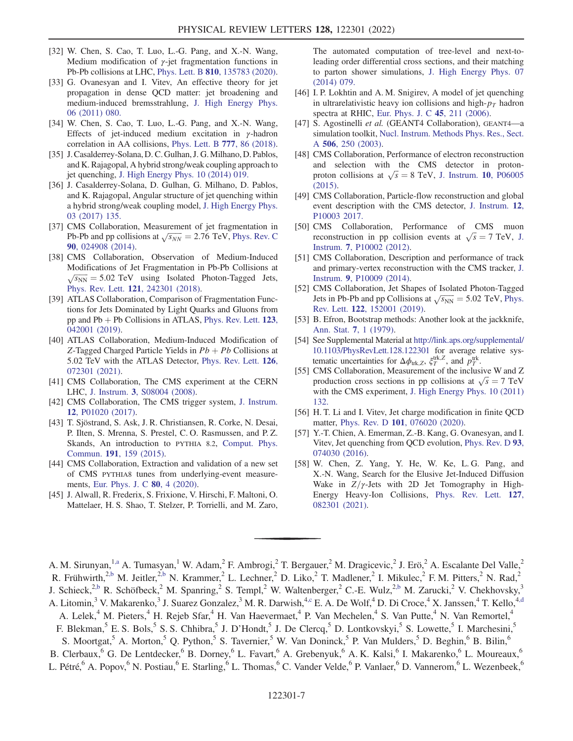[32] W. Chen, S. Cao, T. Luo, L.-G. Pang, and X.-N. Wang, Medium modification of $\gamma$-jet fragmentation functions in Pb-Pb collisions at LHC, Phys. Lett. B **810**, 135783 (2020).

[33] G. Ovanesyan and I. Vitev, An effective theory for jet propagation in dense QCD matter: jet broadening and medium-induced bremsstrahlung, J. High Energy Phys. 06 (2011) 080.

[34] W. Chen, S. Cao, T. Luo, L.-G. Pang, and X.-N. Wang, Effects of jet-induced medium excitation in $\gamma$-hadron correlation in AA collisions, Phys. Lett. B **777**, 86 (2018).

[35] J. Casalderrey-Solana, D. C. Gulhan, J. G. Milhano, D. Pablos, and K. Rajagopal, A hybrid strong/weak coupling approach to jet quenching, J. High Energy Phys. 10 (2014) 019.

[36] J. Casalderrey-Solana, D. Gulhan, G. Milhano, D. Pablos, and K. Rajagopal, Angular structure of jet quenching within a hybrid strong/weak coupling model, J. High Energy Phys. 03 (2017) 135.

[37] CMS Collaboration, Measurement of jet fragmentation in Pb-Pb and pp collisions at $\sqrt{s_{NN}} = 2.76$ TeV, Phys. Rev. C **90**, 024908 (2014).

[38] CMS Collaboration, Observation of Medium-Induced Modifications of Jet Fragmentation in Pb-Pb Collisions at $\sqrt{s_{\mathrm{NN}}} = 5.02$ TeV using Isolated Photon-Tagged Jets, Phys. Rev. Lett. **121**, 242301 (2018).

[39] ATLAS Collaboration, Comparison of Fragmentation Functions for Jets Dominated by Light Quarks and Gluons from pp and Pb + Pb Collisions in ATLAS, Phys. Rev. Lett. **123**, 042001 (2019).

[40] ATLAS Collaboration, Medium-Induced Modification of $Z$-Tagged Charged Particle Yields in $Pb + Pb$ Collisions at 5.02 TeV with the ATLAS Detector, Phys. Rev. Lett. **126**, 072301 (2021).

[41] CMS Collaboration, The CMS experiment at the CERN LHC, J. Instrum. **3**, S08004 (2008).

[42] CMS Collaboration, The CMS trigger system, J. Instrum. **12**, P01020 (2017).

[43] T. Sjöstrand, S. Ask, J. R. Christiansen, R. Corke, N. Desai, P. Ilten, S. Mrenna, S. Prestel, C. O. Rasmussen, and P. Z. Skands, An introduction to PYTHIA 8.2, Comput. Phys. Commun. **191**, 159 (2015).

[44] CMS Collaboration, Extraction and validation of a new set of CMS PYTHIA8 tunes from underlying-event measurements, Eur. Phys. J. C **80**, 4 (2020).

[45] J. Alwall, R. Frederix, S. Frixione, V. Hirschi, F. Maltoni, O. Mattelaer, H. S. Shao, T. Stelzer, P. Torrielli, and M. Zaro, The automated computation of tree-level and next-to-leading order differential cross sections, and their matching to parton shower simulations, J. High Energy Phys. 07 (2014) 079.

[46] I. P. Lokhtin and A. M. Snigirev, A model of jet quenching in ultrarelativistic heavy ion collisions and high-$p_T$ hadron spectra at RHIC, Eur. Phys. J. C **45**, 211 (2006).

[47] S. Agostinelli *et al.* (GEANT4 Collaboration), GEANT4—a simulation toolkit, Nucl. Instrum. Methods Phys. Res., Sect. A **506**, 250 (2003).

[48] CMS Collaboration, Performance of electron reconstruction and selection with the CMS detector in proton-proton collisions at $\sqrt{s} = 8$ TeV, J. Instrum. **10**, P06005 (2015).

[49] CMS Collaboration, Particle-flow reconstruction and global event description with the CMS detector, J. Instrum. **12**, P10003 2017.

[50] CMS Collaboration, Performance of CMS muon reconstruction in pp collision events at $\sqrt{s} = 7$ TeV, J. Instrum. **7**, P10002 (2012).

[51] CMS Collaboration, Description and performance of track and primary-vertex reconstruction with the CMS tracker, J. Instrum. **9**, P10009 (2014).

[52] CMS Collaboration, Jet Shapes of Isolated Photon-Tagged Jets in Pb-Pb and pp Collisions at $\sqrt{s_{\mathrm{NN}}} = 5.02$ TeV, Phys. Rev. Lett. **122**, 152001 (2019).

[53] B. Efron, Bootstrap methods: Another look at the jackknife, Ann. Stat. **7**, 1 (1979).

[54] See Supplemental Material at http://link.aps.org/supplemental/10.1103/PhysRevLett.128.122301 for average relative systematic uncertainties for $\Delta\phi_{\mathrm{trk},Z}$, $\xi_T^{\mathrm{trk},Z}$, and $p_T^{\mathrm{trk}}$.

[55] CMS Collaboration, Measurement of the inclusive W and Z production cross sections in pp collisions at $\sqrt{s} = 7$ TeV with the CMS experiment, J. High Energy Phys. 10 (2011) 132.

[56] H. T. Li and I. Vitev, Jet charge modification in finite QCD matter, Phys. Rev. D **101**, 076020 (2020).

[57] Y.-T. Chien, A. Emerman, Z.-B. Kang, G. Ovanesyan, and I. Vitev, Jet quenching from QCD evolution, Phys. Rev. D **93**, 074030 (2016).

[58] W. Chen, Z. Yang, Y. He, W. Ke, L. G. Pang, and X.-N. Wang, Search for the Elusive Jet-Induced Diffusion Wake in $Z/\gamma$-Jets with 2D Jet Tomography in High-Energy Heavy-Ion Collisions, Phys. Rev. Lett. **127**, 082301 (2021).

---

A. M. Sirunyan,[1,a] A. Tumasyan,[1] W. Adam,[2] F. Ambrogi,[2] T. Bergauer,[2] M. Dragicevic,[2] J. Erö,[2] A. Escalante Del Valle,[2] R. Frühwirth,[2,b] M. Jeitler,[2,b] N. Krammer,[2] L. Lechner,[2] D. Liko,[2] T. Madlener,[2] I. Mikulec,[2] F. M. Pitters,[2] N. Rad,[2] J. Schieck,[2,b] R. Schöfbeck,[2] M. Spanring,[2] S. Templ,[2] W. Waltenberger,[2] C.-E. Wulz,[2,b] M. Zarucki,[2] V. Chekhovsky,[3] A. Litomin,[3] V. Makarenko,[3] J. Suarez Gonzalez,[3] M. R. Darwish,[4,c] E. A. De Wolf,[4] D. Di Croce,[4] X. Janssen,[4] T. Kello,[4,d] A. Lelek,[4] M. Pieters,[4] H. Rejeb Sfar,[4] H. Van Haevermaet,[4] P. Van Mechelen,[4] S. Van Putte,[4] N. Van Remortel,[4] F. Blekman,[5] E. S. Bols,[5] S. S. Chhibra,[5] J. D'Hondt,[5] J. De Clercq,[5] D. Lontkovskyi,[5] S. Lowette,[5] I. Marchesini,[5] S. Moortgat,[5] A. Morton,[5] Q. Python,[5] S. Tavernier,[5] W. Van Doninck,[5] P. Van Mulders,[5] D. Beghin,[6] B. Bilin,[6] B. Clerbaux,[6] G. De Lentdecker,[6] B. Dorney,[6] L. Favart,[6] A. Grebenyuk,[6] A. K. Kalsi,[6] I. Makarenko,[6] L. Moureaux,[6] L. Pétré,[6] A. Popov,[6] N. Postiau,[6] E. Starling,[6] L. Thomas,[6] C. Vander Velde,[6] P. Vanlaer,[6] D. Vannerom,[6] L. Wezenbeek,[6]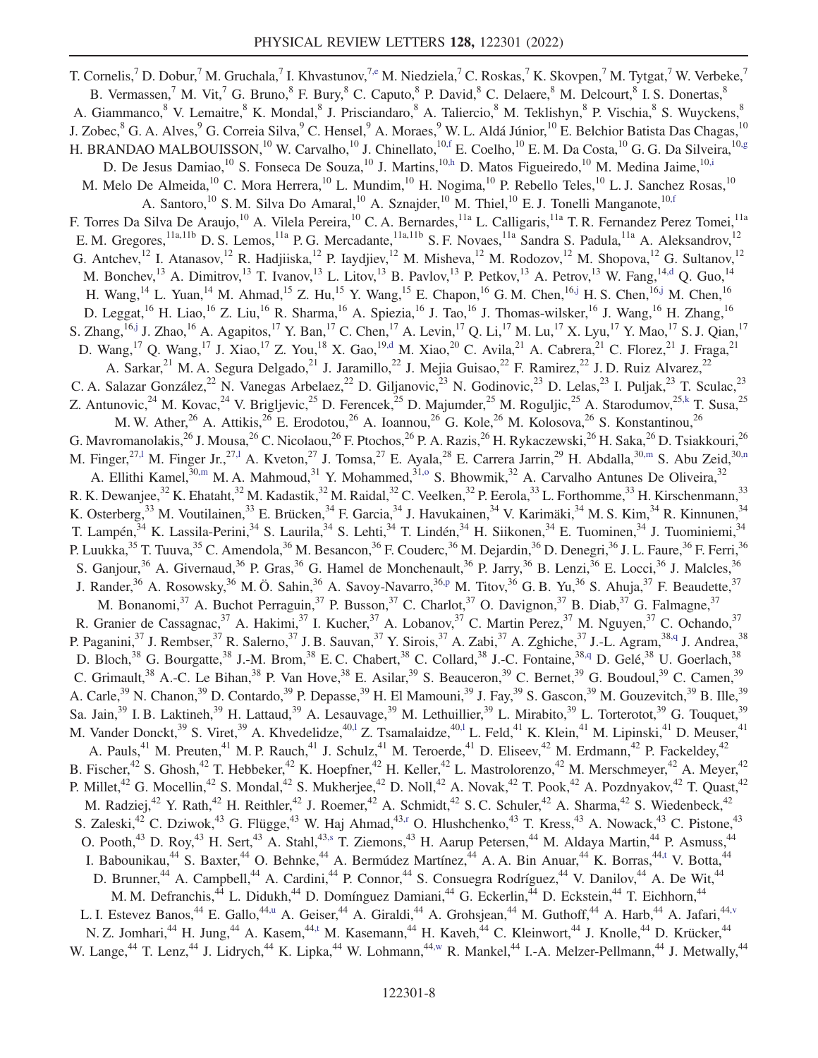T. Cornelis,[7] D. Dobur,[7] M. Gruchala,[7] I. Khvastunov,[7,e] M. Niedziela,[7] C. Roskas,[7] K. Skovpen,[7] M. Tytgat,[7] W. Verbeke,[7] B. Vermassen,[7] M. Vit,[7] G. Bruno,[8] F. Bury,[8] C. Caputo,[8] P. David,[8] C. Delaere,[8] M. Delcourt,[8] I. S. Donertas,[8] A. Giammanco,[8] V. Lemaitre,[8] K. Mondal,[8] J. Prisciandaro,[8] A. Taliercio,[8] M. Teklishyn,[8] P. Vischia,[8] S. Wuyckens,[8] J. Zobec,[8] G. A. Alves,[9] G. Correia Silva,[9] C. Hensel,[9] A. Moraes,[9] W. L. Aldá Júnior,[10] E. Belchior Batista Das Chagas,[10] H. BRANDAO MALBOUISSON,[10] W. Carvalho,[10] J. Chinellato,[10,f] E. Coelho,[10] E. M. Da Costa,[10] G. G. Da Silveira,[10,g] D. De Jesus Damiao,[10] S. Fonseca De Souza,[10] J. Martins,[10,h] D. Matos Figueiredo,[10] M. Medina Jaime,[10,i] M. Melo De Almeida,[10] C. Mora Herrera,[10] L. Mundim,[10] H. Nogima,[10] P. Rebello Teles,[10] L. J. Sanchez Rosas,[10] A. Santoro,[10] S. M. Silva Do Amaral,[10] A. Sznajder,[10] M. Thiel,[10] E. J. Tonelli Manganote,[10,f] F. Torres Da Silva De Araujo,[10] A. Vilela Pereira,[10] C. A. Bernardes,[11a] L. Calligaris,[11a] T. R. Fernandez Perez Tomei,[11a] E. M. Gregores,[11a,11b] D. S. Lemos,[11a] P. G. Mercadante,[11a,11b] S. F. Novaes,[11a] Sandra S. Padula,[11a] A. Aleksandrov,[12] G. Antchev,[12] I. Atanasov,[12] R. Hadjiiska,[12] P. Iaydjiev,[12] M. Misheva,[12] M. Rodozov,[12] M. Shopova,[12] G. Sultanov,[12] M. Bonchev,[13] A. Dimitrov,[13] T. Ivanov,[13] L. Litov,[13] B. Pavlov,[13] P. Petkov,[13] A. Petrov,[13] W. Fang,[14,d] Q. Guo,[14] H. Wang,[14] L. Yuan,[14] M. Ahmad,[15] Z. Hu,[15] Y. Wang,[15] E. Chapon,[16] G. M. Chen,[16,j] H. S. Chen,[16,j] M. Chen,[16] D. Leggat,[16] H. Liao,[16] Z. Liu,[16] R. Sharma,[16] A. Spiezia,[16] J. Tao,[16] J. Thomas-wilsker,[16] J. Wang,[16] H. Zhang,[16] S. Zhang,[16,j] J. Zhao,[16] A. Agapitos,[17] Y. Ban,[17] C. Chen,[17] A. Levin,[17] Q. Li,[17] M. Lu,[17] X. Lyu,[17] Y. Mao,[17] S. J. Qian,[17] D. Wang,[17] Q. Wang,[17] J. Xiao,[17] Z. You,[18] X. Gao,[19,d] M. Xiao,[20] C. Avila,[21] A. Cabrera,[21] C. Florez,[21] J. Fraga,[21] A. Sarkar,[21] M. A. Segura Delgado,[21] J. Jaramillo,[22] J. Mejia Guisao,[22] F. Ramirez,[22] J. D. Ruiz Alvarez,[22] C. A. Salazar González,[22] N. Vanegas Arbelaez,[22] D. Giljanovic,[23] N. Godinovic,[23] D. Lelas,[23] I. Puljak,[23] T. Sculac,[23] Z. Antunovic,[24] M. Kovac,[24] V. Brigljevic,[25] D. Ferencek,[25] D. Majumder,[25] M. Roguljic,[25] A. Starodumov,[25,k] T. Susa,[25] M. W. Ather,[26] A. Attikis,[26] E. Erodotou,[26] A. Ioannou,[26] G. Kole,[26] M. Kolosova,[26] S. Konstantinou,[26] G. Mavromanolakis,[26] J. Mousa,[26] C. Nicolaou,[26] F. Ptochos,[26] P. A. Razis,[26] H. Rykaczewski,[26] H. Saka,[26] D. Tsiakkouri,[26] M. Finger,[27,l] M. Finger Jr.,[27,l] A. Kveton,[27] J. Tomsa,[27] E. Ayala,[28] E. Carrera Jarrin,[29] H. Abdalla,[30,m] S. Abu Zeid,[30,n] A. Ellithi Kamel,[30,m] M. A. Mahmoud,[31] Y. Mohammed,[31,o] S. Bhowmik,[32] A. Carvalho Antunes De Oliveira,[32] R. K. Dewanjee,[32] K. Ehataht,[32] M. Kadastik,[32] M. Raidal,[32] C. Veelken,[32] P. Eerola,[33] L. Forthomme,[33] H. Kirschenmann,[33] K. Osterberg,[33] M. Voutilainen,[33] E. Brücken,[34] F. Garcia,[34] J. Havukainen,[34] V. Karimäki,[34] M. S. Kim,[34] R. Kinnunen,[34] T. Lampén,[34] K. Lassila-Perini,[34] S. Laurila,[34] S. Lehti,[34] T. Lindén,[34] H. Siikonen,[34] E. Tuominen,[34] J. Tuominiemi,[34] P. Luukka,[35] T. Tuuva,[35] C. Amendola,[36] M. Besancon,[36] F. Couderc,[36] M. Dejardin,[36] D. Denegri,[36] J. L. Faure,[36] F. Ferri,[36] S. Ganjour,[36] A. Givernaud,[36] P. Gras,[36] G. Hamel de Monchenault,[36] P. Jarry,[36] B. Lenzi,[36] E. Locci,[36] J. Malcles,[36] J. Rander,[36] A. Rosowsky,[36] M. Ö. Sahin,[36] A. Savoy-Navarro,[36,p] M. Titov,[36] G. B. Yu,[36] S. Ahuja,[37] F. Beaudette,[37] M. Bonanomi,[37] A. Buchot Perraguin,[37] P. Busson,[37] C. Charlot,[37] O. Davignon,[37] B. Diab,[37] G. Falmagne,[37] R. Granier de Cassagnac,[37] A. Hakimi,[37] I. Kucher,[37] A. Lobanov,[37] C. Martin Perez,[37] M. Nguyen,[37] C. Ochando,[37] P. Paganini,[37] J. Rembser,[37] R. Salerno,[37] J. B. Sauvan,[37] Y. Sirois,[37] A. Zabi,[37] A. Zghiche,[37] J.-L. Agram,[38,q] J. Andrea,[38] D. Bloch,[38] G. Bourgatte,[38] J.-M. Brom,[38] E. C. Chabert,[38] C. Collard,[38] J.-C. Fontaine,[38,q] D. Gelé,[38] U. Goerlach,[38] C. Grimault,[38] A.-C. Le Bihan,[38] P. Van Hove,[38] E. Asilar,[39] S. Beauceron,[39] C. Bernet,[39] G. Boudoul,[39] C. Camen,[39] A. Carle,[39] N. Chanon,[39] D. Contardo,[39] P. Depasse,[39] H. El Mamouni,[39] J. Fay,[39] S. Gascon,[39] M. Gouzevitch,[39] B. Ille,[39] Sa. Jain,[39] I. B. Laktineh,[39] H. Lattaud,[39] A. Lesauvage,[39] M. Lethuillier,[39] L. Mirabito,[39] L. Torterotot,[39] G. Touquet,[39] M. Vander Donckt,[39] S. Viret,[39] A. Khvedelidze,[40,l] Z. Tsamalaidze,[40,l] L. Feld,[41] K. Klein,[41] M. Lipinski,[41] D. Meuser,[41] A. Pauls,[41] M. Preuten,[41] M. P. Rauch,[41] J. Schulz,[41] M. Teroerde,[41] D. Eliseev,[42] M. Erdmann,[42] P. Fackeldey,[42] B. Fischer,[42] S. Ghosh,[42] T. Hebbeker,[42] K. Hoepfner,[42] H. Keller,[42] L. Mastrolorenzo,[42] M. Merschmeyer,[42] A. Meyer,[42] P. Millet,[42] G. Mocellin,[42] S. Mondal,[42] S. Mukherjee,[42] D. Noll,[42] A. Novak,[42] T. Pook,[42] A. Pozdnyakov,[42] T. Quast,[42] M. Radziej,[42] Y. Rath,[42] H. Reithler,[42] J. Roemer,[42] A. Schmidt,[42] S. C. Schuler,[42] A. Sharma,[42] S. Wiedenbeck,[42] S. Zaleski,[42] C. Dziwok,[43] G. Flügge,[43] W. Haj Ahmad,[43,r] O. Hlushchenko,[43] T. Kress,[43] A. Nowack,[43] C. Pistone,[43] O. Pooth,[43] D. Roy,[43] H. Sert,[43] A. Stahl,[43,s] T. Ziemons,[43] H. Aarup Petersen,[44] M. Aldaya Martin,[44] P. Asmuss,[44] I. Babounikau,[44] S. Baxter,[44] O. Behnke,[44] A. Bermúdez Martínez,[44] A. A. Bin Anuar,[44] K. Borras,[44,t] V. Botta,[44] D. Brunner,[44] A. Campbell,[44] A. Cardini,[44] P. Connor,[44] S. Consuegra Rodríguez,[44] V. Danilov,[44] A. De Wit,[44] M. M. Defranchis,[44] L. Didukh,[44] D. Domínguez Damiani,[44] G. Eckerlin,[44] D. Eckstein,[44] T. Eichhorn,[44] L. I. Estevez Banos,[44] E. Gallo,[44,u] A. Geiser,[44] A. Giraldi,[44] A. Grohsjean,[44] M. Guthoff,[44] A. Harb,[44] A. Jafari,[44,v] N. Z. Jomhari,[44] H. Jung,[44] A. Kasem,[44,t] M. Kasemann,[44] H. Kaveh,[44] C. Kleinwort,[44] J. Knolle,[44] D. Krücker,[44] W. Lange,[44] T. Lenz,[44] J. Lidrych,[44] K. Lipka,[44] W. Lohmann,[44,w] R. Mankel,[44] I.-A. Melzer-Pellmann,[44] J. Metwally,[44]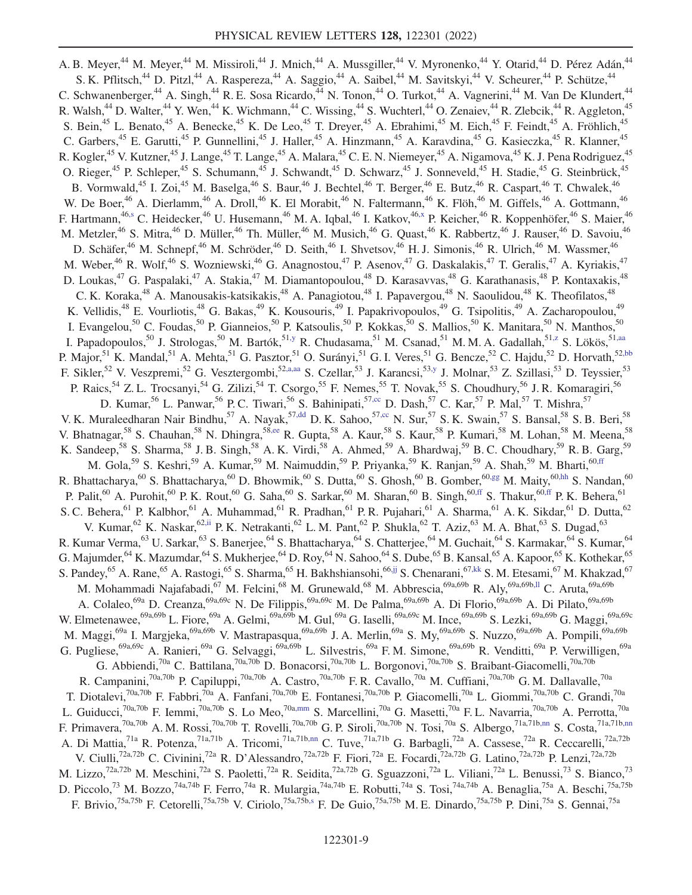A. B. Meyer,[44] M. Meyer,[44] M. Missiroli,[44] J. Mnich,[44] A. Mussgiller,[44] V. Myronenko,[44] Y. Otarid,[44] D. Pérez Adán,[44] S. K. Pflitsch,[44] D. Pitzl,[44] A. Raspereza,[44] A. Saggio,[44] A. Saibel,[44] M. Savitskyi,[44] V. Scheurer,[44] P. Schütze,[44] C. Schwanenberger,[44] A. Singh,[44] R. E. Sosa Ricardo,[44] N. Tonon,[44] O. Turkot,[44] A. Vagnerini,[44] M. Van De Klundert,[44] R. Walsh,[44] D. Walter,[44] Y. Wen,[44] K. Wichmann,[44] C. Wissing,[44] S. Wuchterl,[44] O. Zenaiev,[44] R. Zlebcik,[44] R. Aggleton,[45] S. Bein,[45] L. Benato,[45] A. Benecke,[45] K. De Leo,[45] T. Dreyer,[45] A. Ebrahimi,[45] M. Eich,[45] F. Feindt,[45] A. Fröhlich,[45] C. Garbers,[45] E. Garutti,[45] P. Gunnellini,[45] J. Haller,[45] A. Hinzmann,[45] A. Karavdina,[45] G. Kasieczka,[45] R. Klanner,[45] R. Kogler,[45] V. Kutzner,[45] J. Lange,[45] T. Lange,[45] A. Malara,[45] C. E. N. Niemeyer,[45] A. Nigamova,[45] K. J. Pena Rodriguez,[45] O. Rieger,[45] P. Schleper,[45] S. Schumann,[45] J. Schwandt,[45] D. Schwarz,[45] J. Sonneveld,[45] H. Stadie,[45] G. Steinbrück,[45] B. Vormwald,[45] I. Zoi,[45] M. Baselga,[46] S. Baur,[46] J. Bechtel,[46] T. Berger,[46] E. Butz,[46] R. Caspart,[46] T. Chwalek,[46] W. De Boer,[46] A. Dierlamm,[46] A. Droll,[46] K. El Morabit,[46] N. Faltermann,[46] K. Flöh,[46] M. Giffels,[46] A. Gottmann,[46] F. Hartmann,[46,s] C. Heidecker,[46] U. Husemann,[46] M. A. Iqbal,[46] I. Katkov,[46,x] P. Keicher,[46] R. Koppenhöfer,[46] S. Maier,[46] M. Metzler,[46] S. Mitra,[46] D. Müller,[46] Th. Müller,[46] M. Musich,[46] G. Quast,[46] K. Rabbertz,[46] J. Rauser,[46] D. Savoiu,[46] D. Schäfer,[46] M. Schnepf,[46] M. Schröder,[46] D. Seith,[46] I. Shvetsov,[46] H. J. Simonis,[46] R. Ulrich,[46] M. Wassmer,[46] M. Weber,[46] R. Wolf,[46] S. Wozniewski,[46] G. Anagnostou,[47] P. Asenov,[47] G. Daskalakis,[47] T. Geralis,[47] A. Kyriakis,[47] D. Loukas,[47] G. Paspalaki,[47] A. Stakia,[47] M. Diamantopoulou,[48] D. Karasavvas,[48] G. Karathanasis,[48] P. Kontaxakis,[48] C. K. Koraka,[48] A. Manousakis-katsikakis,[48] A. Panagiotou,[48] I. Papavergou,[48] N. Saoulidou,[48] K. Theofilatos,[48] K. Vellidis,[48] E. Vourliotis,[48] G. Bakas,[49] K. Kousouris,[49] I. Papakrivopoulos,[49] G. Tsipolitis,[49] A. Zacharopoulou,[49] I. Evangelou,[50] C. Foudas,[50] P. Gianneios,[50] P. Katsoulis,[50] P. Kokkas,[50] S. Mallios,[50] K. Manitara,[50] N. Manthos,[50] I. Papadopoulos,[50] J. Strologas,[50] M. Bartók,[51,y] R. Chudasama,[51] M. Csanad,[51] M. M. A. Gadallah,[51,z] S. Lökös,[51,aa] P. Major,[51] K. Mandal,[51] A. Mehta,[51] G. Pasztor,[51] O. Surányi,[51] G. I. Veres,[51] G. Bencze,[52] C. Hajdu,[52] D. Horvath,[52,bb] F. Sikler,[52] V. Veszpremi,[52] G. Vesztergombi,[52,a,aa] S. Czellar,[53] J. Karancsi,[53,y] J. Molnar,[53] Z. Szillasi,[53] D. Teyssier,[53] P. Raics,[54] Z. L. Trocsanyi,[54] G. Zilizi,[54] T. Csorgo,[55] F. Nemes,[55] T. Novak,[55] S. Choudhury,[56] J. R. Komaragiri,[56] D. Kumar,[56] L. Panwar,[56] P. C. Tiwari,[56] S. Bahinipati,[57,cc] D. Dash,[57] C. Kar,[57] P. Mal,[57] T. Mishra,[57] V. K. Muraleedharan Nair Bindhu,[57] A. Nayak,[57,dd] D. K. Sahoo,[57,cc] N. Sur,[57] S. K. Swain,[57] S. Bansal,[58] S. B. Beri,[58] V. Bhatnagar,[58] S. Chauhan,[58] N. Dhingra,[58,ee] R. Gupta,[58] A. Kaur,[58] S. Kaur,[58] P. Kumari,[58] M. Lohan,[58] M. Meena,[58] K. Sandeep,[58] S. Sharma,[58] J. B. Singh,[58] A. K. Virdi,[58] A. Ahmed,[59] A. Bhardwaj,[59] B. C. Choudhary,[59] R. B. Garg,[59] M. Gola,[59] S. Keshri,[59] A. Kumar,[59] M. Naimuddin,[59] P. Priyanka,[59] K. Ranjan,[59] A. Shah,[59] M. Bharti,[60,ff] R. Bhattacharya,[60] S. Bhattacharya,[60] D. Bhowmik,[60] S. Dutta,[60] S. Ghosh,[60] B. Gomber,[60,gg] M. Maity,[60,hh] S. Nandan,[60] P. Palit,[60] A. Purohit,[60] P. K. Rout,[60] G. Saha,[60] S. Sarkar,[60] M. Sharan,[60] B. Singh,[60,ff] S. Thakur,[60,ff] P. K. Behera,[61] S. C. Behera,[61] P. Kalbhor,[61] A. Muhammad,[61] R. Pradhan,[61] P. R. Pujahari,[61] A. Sharma,[61] A. K. Sikdar,[61] D. Dutta,[62] V. Kumar,[62] K. Naskar,[62,ii] P. K. Netrakanti,[62] L. M. Pant,[62] P. Shukla,[62] T. Aziz,[63] M. A. Bhat,[63] S. Dugad,[63] R. Kumar Verma,[63] U. Sarkar,[63] S. Banerjee,[64] S. Bhattacharya,[64] S. Chatterjee,[64] M. Guchait,[64] S. Karmakar,[64] S. Kumar,[64] G. Majumder,[64] K. Mazumdar,[64] S. Mukherjee,[64] D. Roy,[64] N. Sahoo,[64] S. Dube,[65] B. Kansal,[65] A. Kapoor,[65] K. Kothekar,[65] S. Pandey,[65] A. Rane,[65] A. Rastogi,[65] S. Sharma,[65] H. Bakhshiansohi,[66,jj] S. Chenarani,[67,kk] S. M. Etesami,[67] M. Khakzad,[67] M. Mohammadi Najafabadi,[67] M. Felcini,[68] M. Grunewald,[68] M. Abbrescia,[69a,69b] R. Aly,[69a,69b,ll] C. Aruta,[69a,69b] A. Colaleo,[69a] D. Creanza,[69a,69c] N. De Filippis,[69a,69c] M. De Palma,[69a,69b] A. Di Florio,[69a,69b] A. Di Pilato,[69a,69b] W. Elmetenawee,[69a,69b] L. Fiore,[69a] A. Gelmi,[69a,69b] M. Gul,[69a] G. Iaselli,[69a,69c] M. Ince,[69a,69b] S. Lezki,[69a,69b] G. Maggi,[69a,69c] M. Maggi,[69a] I. Margjeka,[69a,69b] V. Mastrapasqua,[69a,69b] J. A. Merlin,[69a] S. My,[69a,69b] S. Nuzzo,[69a,69b] A. Pompili,[69a,69b] G. Pugliese,[69a,69c] A. Ranieri,[69a] G. Selvaggi,[69a,69b] L. Silvestris,[69a] F. M. Simone,[69a,69b] R. Venditti,[69a] P. Verwilligen,[69a] G. Abbiendi,[70a] C. Battilana,[70a,70b] D. Bonacorsi,[70a,70b] L. Borgonovi,[70a,70b] S. Braibant-Giacomelli,[70a,70b] R. Campanini,[70a,70b] P. Capiluppi,[70a,70b] A. Castro,[70a,70b] F. R. Cavallo,[70a] M. Cuffiani,[70a,70b] G. M. Dallavalle,[70a] T. Diotalevi,[70a,70b] F. Fabbri,[70a] A. Fanfani,[70a,70b] E. Fontanesi,[70a,70b] P. Giacomelli,[70a] L. Giommi,[70a,70b] C. Grandi,[70a] L. Guiducci,[70a,70b] F. Iemmi,[70a,70b] S. Lo Meo,[70a,mm] S. Marcellini,[70a] G. Masetti,[70a] F. L. Navarria,[70a,70b] A. Perrotta,[70a] F. Primavera,[70a,70b] A. M. Rossi,[70a,70b] T. Rovelli,[70a,70b] G. P. Siroli,[70a,70b] N. Tosi,[70a] S. Albergo,[71a,71b,nn] S. Costa,[71a,71b,nn] A. Di Mattia,[71a] R. Potenza,[71a,71b] A. Tricomi,[71a,71b,nn] C. Tuve,[71a,71b] G. Barbagli,[72a] A. Cassese,[72a] R. Ceccarelli,[72a,72b] V. Ciulli,[72a,72b] C. Civinini,[72a] R. D'Alessandro,[72a,72b] F. Fiori,[72a] E. Focardi,[72a,72b] G. Latino,[72a,72b] P. Lenzi,[72a,72b] M. Lizzo,[72a,72b] M. Meschini,[72a] S. Paoletti,[72a] R. Seidita,[72a,72b] G. Sguazzoni,[72a] L. Viliani,[72a] L. Benussi,[73] S. Bianco,[73] D. Piccolo,[73] M. Bozzo,[74a,74b] F. Ferro,[74a] R. Mulargia,[74a,74b] E. Robutti,[74a] S. Tosi,[74a,74b] A. Benaglia,[75a] A. Beschi,[75a,75b] F. Brivio,[75a,75b] F. Cetorelli,[75a,75b] V. Ciriolo,[75a,75b,s] F. De Guio,[75a,75b] M. E. Dinardo,[75a,75b] P. Dini,[75a] S. Gennai,[75a]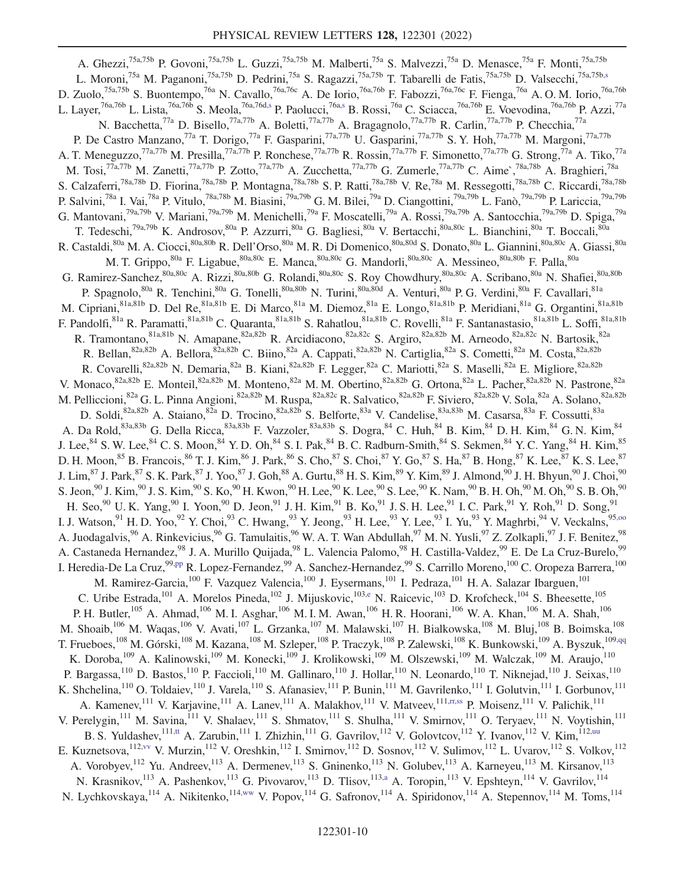A. Ghezzi,[75a,75b] P. Govoni,[75a,75b] L. Guzzi,[75a,75b] M. Malberti,[75a] S. Malvezzi,[75a] D. Menasce,[75a] F. Monti,[75a,75b] L. Moroni,[75a] M. Paganoni,[75a,75b] D. Pedrini,[75a] S. Ragazzi,[75a,75b] T. Tabarelli de Fatis,[75a,75b] D. Valsecchi,[75a,75b,s] D. Zuolo,[75a,75b] S. Buontempo,[76a] N. Cavallo,[76a,76c] A. De Iorio,[76a,76b] F. Fabozzi,[76a,76c] F. Fienga,[76a] A. O. M. Iorio,[76a,76b] L. Layer,[76a,76b] L. Lista,[76a,76b] S. Meola,[76a,76d,s] P. Paolucci,[76a,s] B. Rossi,[76a] C. Sciacca,[76a,76b] E. Voevodina,[76a,76b] P. Azzi,[77a] N. Bacchetta,[77a] D. Bisello,[77a,77b] A. Boletti,[77a,77b] A. Bragagnolo,[77a,77b] R. Carlin,[77a,77b] P. Checchia,[77a] P. De Castro Manzano,[77a] T. Dorigo,[77a] F. Gasparini,[77a,77b] U. Gasparini,[77a,77b] S. Y. Hoh,[77a,77b] M. Margoni,[77a,77b] A. T. Meneguzzo,[77a,77b] M. Presilla,[77a,77b] P. Ronchese,[77a,77b] R. Rossin,[77a,77b] F. Simonetto,[77a,77b] G. Strong,[77a] A. Tiko,[77a] M. Tosi,[77a,77b] M. Zanetti,[77a,77b] P. Zotto,[77a,77b] A. Zucchetta,[77a,77b] G. Zumerle,[77a,77b] C. Aime`,[78a,78b] A. Braghieri,[78a] S. Calzaferri,[78a,78b] D. Fiorina,[78a,78b] P. Montagna,[78a,78b] S. P. Ratti,[78a,78b] V. Re,[78a] M. Ressegotti,[78a,78b] C. Riccardi,[78a,78b] P. Salvini,[78a] I. Vai,[78a] P. Vitulo,[78a,78b] M. Biasini,[79a,79b] G. M. Bilei,[79a] D. Ciangottini,[79a,79b] L. Fanò,[79a,79b] P. Lariccia,[79a,79b] G. Mantovani,[79a,79b] V. Mariani,[79a,79b] M. Menichelli,[79a] F. Moscatelli,[79a] A. Rossi,[79a,79b] A. Santocchia,[79a,79b] D. Spiga,[79a] T. Tedeschi,[79a,79b] K. Androsov,[80a] P. Azzurri,[80a] G. Bagliesi,[80a] V. Bertacchi,[80a,80c] L. Bianchini,[80a] T. Boccali,[80a] R. Castaldi,[80a] M. A. Ciocci,[80a,80b] R. Dell'Orso,[80a] M. R. Di Domenico,[80a,80d] S. Donato,[80a] L. Giannini,[80a,80c] A. Giassi,[80a] M. T. Grippo,[80a] F. Ligabue,[80a,80c] E. Manca,[80a,80c] G. Mandorli,[80a,80c] A. Messineo,[80a,80b] F. Palla,[80a] G. Ramirez-Sanchez,[80a,80c] A. Rizzi,[80a,80b] G. Rolandi,[80a,80c] S. Roy Chowdhury,[80a,80c] A. Scribano,[80a] N. Shafiei,[80a,80b] P. Spagnolo,[80a] R. Tenchini,[80a] G. Tonelli,[80a,80b] N. Turini,[80a,80d] A. Venturi,[80a] P. G. Verdini,[80a] F. Cavallari,[81a] M. Cipriani,[81a,81b] D. Del Re,[81a,81b] E. Di Marco,[81a] M. Diemoz,[81a] E. Longo,[81a,81b] P. Meridiani,[81a] G. Organtini,[81a,81b] F. Pandolfi,[81a] R. Paramatti,[81a,81b] C. Quaranta,[81a,81b] S. Rahatlou,[81a,81b] C. Rovelli,[81a] F. Santanastasio,[81a,81b] L. Soffi,[81a,81b] R. Tramontano,[81a,81b] N. Amapane,[82a,82b] R. Arcidiacono,[82a,82c] S. Argiro,[82a,82b] M. Arneodo,[82a,82c] N. Bartosik,[82a] R. Bellan,[82a,82b] A. Bellora,[82a,82b] C. Biino,[82a] A. Cappati,[82a,82b] N. Cartiglia,[82a] S. Cometti,[82a] M. Costa,[82a,82b] R. Covarelli,[82a,82b] N. Demaria,[82a] B. Kiani,[82a,82b] F. Legger,[82a] C. Mariotti,[82a] S. Maselli,[82a] E. Migliore,[82a,82b] V. Monaco,[82a,82b] E. Monteil,[82a,82b] M. Monteno,[82a] M. M. Obertino,[82a,82b] G. Ortona,[82a] L. Pacher,[82a,82b] N. Pastrone,[82a] M. Pelliccioni,[82a] G. L. Pinna Angioni,[82a,82b] M. Ruspa,[82a,82c] R. Salvatico,[82a,82b] F. Siviero,[82a,82b] V. Sola,[82a] A. Solano,[82a,82b] D. Soldi,[82a,82b] A. Staiano,[82a] D. Trocino,[82a,82b] S. Belforte,[83a] V. Candelise,[83a,83b] M. Casarsa,[83a] F. Cossutti,[83a] A. Da Rold,[83a,83b] G. Della Ricca,[83a,83b] F. Vazzoler,[83a,83b] S. Dogra,[84] C. Huh,[84] B. Kim,[84] D. H. Kim,[84] G. N. Kim,[84] J. Lee,[84] S. W. Lee,[84] C. S. Moon,[84] Y. D. Oh,[84] S. I. Pak,[84] B. C. Radburn-Smith,[84] S. Sekmen,[84] Y. C. Yang,[84] H. Kim,[85] D. H. Moon,[85] B. Francois,[86] T. J. Kim,[86] J. Park,[86] S. Cho,[87] S. Choi,[87] Y. Go,[87] S. Ha,[87] B. Hong,[87] K. Lee,[87] K. S. Lee,[87] J. Lim,[87] J. Park,[87] S. K. Park,[87] J. Yoo,[87] J. Goh,[88] A. Gurtu,[88] H. S. Kim,[89] Y. Kim,[89] J. Almond,[90] J. H. Bhyun,[90] J. Choi,[90] S. Jeon,[90] J. Kim,[90] J. S. Kim,[90] S. Ko,[90] H. Kwon,[90] H. Lee,[90] K. Lee,[90] S. Lee,[90] K. Nam,[90] B. H. Oh,[90] M. Oh,[90] S. B. Oh,[90] H. Seo,[90] U. K. Yang,[90] I. Yoon,[90] D. Jeon,[91] J. H. Kim,[91] B. Ko,[91] J. S. H. Lee,[91] I. C. Park,[91] Y. Roh,[91] D. Song,[91] I. J. Watson,[91] H. D. Yoo,[92] Y. Choi,[93] C. Hwang,[93] Y. Jeong,[93] H. Lee,[93] Y. Lee,[93] I. Yu,[93] Y. Maghrbi,[94] V. Veckalns,[95,oo] A. Juodagalvis,[96] A. Rinkevicius,[96] G. Tamulaitis,[96] W. A. T. Wan Abdullah,[97] M. N. Yusli,[97] Z. Zolkapli,[97] J. F. Benitez,[98] A. Castaneda Hernandez,[98] J. A. Murillo Quijada,[98] L. Valencia Palomo,[98] H. Castilla-Valdez,[99] E. De La Cruz-Burelo,[99] I. Heredia-De La Cruz,[99,pp] R. Lopez-Fernandez,[99] A. Sanchez-Hernandez,[99] S. Carrillo Moreno,[100] C. Oropeza Barrera,[100] M. Ramirez-Garcia,[100] F. Vazquez Valencia,[100] J. Eysermans,[101] I. Pedraza,[101] H. A. Salazar Ibarguen,[101] C. Uribe Estrada,[101] A. Morelos Pineda,[102] J. Mijuskovic,[103,e] N. Raicevic,[103] D. Krofcheck,[104] S. Bheesette,[105] P. H. Butler,[105] A. Ahmad,[106] M. I. Asghar,[106] M. I. M. Awan,[106] H. R. Hoorani,[106] W. A. Khan,[106] M. A. Shah,[106] M. Shoaib,[106] M. Waqas,[106] V. Avati,[107] L. Grzanka,[107] M. Malawski,[107] H. Bialkowska,[108] M. Bluj,[108] B. Boimska,[108] T. Frueboes,[108] M. Górski,[108] M. Kazana,[108] M. Szleper,[108] P. Traczyk,[108] P. Zalewski,[108] K. Bunkowski,[109] A. Byszuk,[109,qq] K. Doroba,[109] A. Kalinowski,[109] M. Konecki,[109] J. Krolikowski,[109] M. Olszewski,[109] M. Walczak,[109] M. Araujo,[110] P. Bargassa,[110] D. Bastos,[110] P. Faccioli,[110] M. Gallinaro,[110] J. Hollar,[110] N. Leonardo,[110] T. Niknejad,[110] J. Seixas,[110] K. Shchelina,[110] O. Toldaiev,[110] J. Varela,[110] S. Afanasiev,[111] P. Bunin,[111] M. Gavrilenko,[111] I. Golutvin,[111] I. Gorbunov,[111] A. Kamenev,[111] V. Karjavine,[111] A. Lanev,[111] A. Malakhov,[111] V. Matveev,[111,rr,ss] P. Moisenz,[111] V. Palichik,[111] V. Perelygin,[111] M. Savina,[111] V. Shalaev,[111] S. Shmatov,[111] S. Shulha,[111] V. Smirnov,[111] O. Teryaev,[111] N. Voytishin,[111] B. S. Yuldashev,[111,tt] A. Zarubin,[111] I. Zhizhin,[111] G. Gavrilov,[112] V. Golovtcov,[112] Y. Ivanov,[112] V. Kim,[112,uu] E. Kuznetsova,[112,vv] V. Murzin,[112] V. Oreshkin,[112] I. Smirnov,[112] D. Sosnov,[112] V. Sulimov,[112] L. Uvarov,[112] S. Volkov,[112] A. Vorobyev,[112] Yu. Andreev,[113] A. Dermenev,[113] S. Gninenko,[113] N. Golubev,[113] A. Karneyeu,[113] M. Kirsanov,[113] N. Krasnikov,[113] A. Pashenkov,[113] G. Pivovarov,[113] D. Tlisov,[113,a] A. Toropin,[113] Y. Epshteyn,[114] V. Gavrilov,[114] N. Lychkovskaya,[114] A. Nikitenko,[114,ww] V. Popov,[114] G. Safronov,[114] A. Spiridonov,[114] A. Stepennov,[114] M. Toms,[114]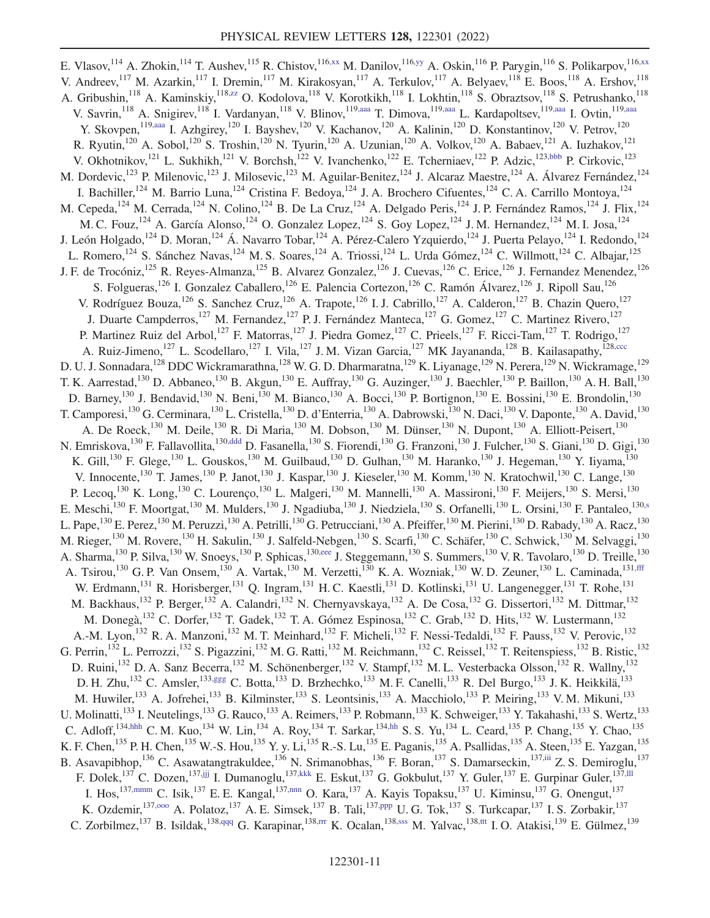E. Vlasov,[114] A. Zhokin,[114] T. Aushev,[115] R. Chistov,[116,xx] M. Danilov,[116,yy] A. Oskin,[116] P. Parygin,[116] S. Polikarpov,[116,xx] V. Andreev,[117] M. Azarkin,[117] I. Dremin,[117] M. Kirakosyan,[117] A. Terkulov,[117] A. Belyaev,[118] E. Boos,[118] A. Ershov,[118] A. Gribushin,[118] A. Kaminskiy,[118,zz] O. Kodolova,[118] V. Korotkikh,[118] I. Lokhtin,[118] S. Obraztsov,[118] S. Petrushanko,[118] V. Savrin,[118] A. Snigirev,[118] I. Vardanyan,[118] V. Blinov,[119,aaa] T. Dimova,[119,aaa] L. Kardapoltsev,[119,aaa] I. Ovtin,[119,aaa] Y. Skovpen,[119,aaa] I. Azhgirey,[120] I. Bayshev,[120] V. Kachanov,[120] A. Kalinin,[120] D. Konstantinov,[120] V. Petrov,[120] R. Ryutin,[120] A. Sobol,[120] S. Troshin,[120] N. Tyurin,[120] A. Uzunian,[120] A. Volkov,[120] A. Babaev,[121] A. Iuzhakov,[121] V. Okhotnikov,[121] L. Sukhikh,[121] V. Borchsh,[122] V. Ivanchenko,[122] E. Tcherniaev,[122] P. Adzic,[123,bbb] P. Cirkovic,[123] M. Dordevic,[123] P. Milenovic,[123] J. Milosevic,[123] M. Aguilar-Benitez,[124] J. Alcaraz Maestre,[124] A. Álvarez Fernández,[124] I. Bachiller,[124] M. Barrio Luna,[124] Cristina F. Bedoya,[124] J. A. Brochero Cifuentes,[124] C. A. Carrillo Montoya,[124] M. Cepeda,[124] M. Cerrada,[124] N. Colino,[124] B. De La Cruz,[124] A. Delgado Peris,[124] J. P. Fernández Ramos,[124] J. Flix,[124] M. C. Fouz,[124] A. García Alonso,[124] O. Gonzalez Lopez,[124] S. Goy Lopez,[124] J. M. Hernandez,[124] M. I. Josa,[124] J. León Holgado,[124] D. Moran,[124] Á. Navarro Tobar,[124] A. Pérez-Calero Yzquierdo,[124] J. Puerta Pelayo,[124] I. Redondo,[124] L. Romero,[124] S. Sánchez Navas,[124] M. S. Soares,[124] A. Triossi,[124] L. Urda Gómez,[124] C. Willmott,[124] C. Albajar,[125] J. F. de Trocóniz,[125] R. Reyes-Almanza,[125] B. Alvarez Gonzalez,[126] J. Cuevas,[126] C. Erice,[126] J. Fernandez Menendez,[126] S. Folgueras,[126] I. Gonzalez Caballero,[126] E. Palencia Cortezon,[126] C. Ramón Álvarez,[126] J. Ripoll Sau,[126] V. Rodríguez Bouza,[126] S. Sanchez Cruz,[126] A. Trapote,[126] I. J. Cabrillo,[127] A. Calderon,[127] B. Chazin Quero,[127] J. Duarte Campderros,[127] M. Fernandez,[127] P. J. Fernández Manteca,[127] G. Gomez,[127] C. Martinez Rivero,[127] P. Martinez Ruiz del Arbol,[127] F. Matorras,[127] J. Piedra Gomez,[127] C. Prieels,[127] F. Ricci-Tam,[127] T. Rodrigo,[127] A. Ruiz-Jimeno,[127] L. Scodellaro,[127] I. Vila,[127] J. M. Vizan Garcia,[127] MK Jayananda,[128] B. Kailasapathy,[128,ccc] D. U. J. Sonnadara,[128] DDC Wickramarathna,[128] W. G. D. Dharmaratna,[129] K. Liyanage,[129] N. Perera,[129] N. Wickramage,[129] T. K. Aarrestad,[130] D. Abbaneo,[130] B. Akgun,[130] E. Auffray,[130] G. Auzinger,[130] J. Baechler,[130] P. Baillon,[130] A. H. Ball,[130] D. Barney,[130] J. Bendavid,[130] N. Beni,[130] M. Bianco,[130] A. Bocci,[130] P. Bortignon,[130] E. Bossini,[130] E. Brondolin,[130] T. Camporesi,[130] G. Cerminara,[130] L. Cristella,[130] D. d'Enterria,[130] A. Dabrowski,[130] N. Daci,[130] V. Daponte,[130] A. David,[130] A. De Roeck,[130] M. Deile,[130] R. Di Maria,[130] M. Dobson,[130] M. Dünser,[130] N. Dupont,[130] A. Elliott-Peisert,[130] N. Emriskova,[130] F. Fallavollita,[130,ddd] D. Fasanella,[130] S. Fiorendi,[130] G. Franzoni,[130] J. Fulcher,[130] S. Giani,[130] D. Gigi,[130] K. Gill,[130] F. Glege,[130] L. Gouskos,[130] M. Guilbaud,[130] D. Gulhan,[130] M. Haranko,[130] J. Hegeman,[130] Y. Iiyama,[130] V. Innocente,[130] T. James,[130] P. Janot,[130] J. Kaspar,[130] J. Kieseler,[130] M. Komm,[130] N. Kratochwil,[130] C. Lange,[130] P. Lecoq,[130] K. Long,[130] C. Lourenço,[130] L. Malgeri,[130] M. Mannelli,[130] A. Massironi,[130] F. Meijers,[130] S. Mersi,[130] E. Meschi,[130] F. Moortgat,[130] M. Mulders,[130] J. Ngadiuba,[130] J. Niedziela,[130] S. Orfanelli,[130] L. Orsini,[130] F. Pantaleo,[130,s] L. Pape,[130] E. Perez,[130] M. Peruzzi,[130] A. Petrilli,[130] G. Petrucciani,[130] A. Pfeiffer,[130] M. Pierini,[130] D. Rabady,[130] A. Racz,[130] M. Rieger,[130] M. Rovere,[130] H. Sakulin,[130] J. Salfeld-Nebgen,[130] S. Scarfi,[130] C. Schäfer,[130] C. Schwick,[130] M. Selvaggi,[130] A. Sharma,[130] P. Silva,[130] W. Snoeys,[130] P. Sphicas,[130,eee] J. Steggemann,[130] S. Summers,[130] V. R. Tavolaro,[130] D. Treille,[130] A. Tsirou,[130] G. P. Van Onsem,[130] A. Vartak,[130] M. Verzetti,[130] K. A. Wozniak,[130] W. D. Zeuner,[130] L. Caminada,[131,fff] W. Erdmann,[131] R. Horisberger,[131] Q. Ingram,[131] H. C. Kaestli,[131] D. Kotlinski,[131] U. Langenegger,[131] T. Rohe,[131] M. Backhaus,[132] P. Berger,[132] A. Calandri,[132] N. Chernyavskaya,[132] A. De Cosa,[132] G. Dissertori,[132] M. Dittmar,[132] M. Donegà,[132] C. Dorfer,[132] T. Gadek,[132] T. A. Gómez Espinosa,[132] C. Grab,[132] D. Hits,[132] W. Lustermann,[132] A.-M. Lyon,[132] R. A. Manzoni,[132] M. T. Meinhard,[132] F. Micheli,[132] F. Nessi-Tedaldi,[132] F. Pauss,[132] V. Perovic,[132] G. Perrin,[132] L. Perrozzi,[132] S. Pigazzini,[132] M. G. Ratti,[132] M. Reichmann,[132] C. Reissel,[132] T. Reitenspiess,[132] B. Ristic,[132] D. Ruini,[132] D. A. Sanz Becerra,[132] M. Schönenberger,[132] V. Stampf,[132] M. L. Vesterbacka Olsson,[132] R. Wallny,[132] D. H. Zhu,[132] C. Amsler,[133,ggg] C. Botta,[133] D. Brzhechko,[133] M. F. Canelli,[133] R. Del Burgo,[133] J. K. Heikkilä,[133] M. Huwiler,[133] A. Jofrehei,[133] B. Kilminster,[133] S. Leontsinis,[133] A. Macchiolo,[133] P. Meiring,[133] V. M. Mikuni,[133] U. Molinatti,[133] I. Neutelings,[133] G. Rauco,[133] A. Reimers,[133] P. Robmann,[133] K. Schweiger,[133] Y. Takahashi,[133] S. Wertz,[133] C. Adloff,[134,hhh] C. M. Kuo,[134] W. Lin,[134] A. Roy,[134] T. Sarkar,[134,hh] S. S. Yu,[134] L. Ceard,[135] P. Chang,[135] Y. Chao,[135] K. F. Chen,[135] P. H. Chen,[135] W.-S. Hou,[135] Y. y. Li,[135] R.-S. Lu,[135] E. Paganis,[135] A. Psallidas,[135] A. Steen,[135] E. Yazgan,[135] B. Asavapibhop,[136] C. Asawatangtrakuldee,[136] N. Srimanobhas,[136] F. Boran,[137] S. Damarseckin,[137,iii] Z. S. Demiroglu,[137] F. Dolek,[137] C. Dozen,[137,jjj] I. Dumanoglu,[137,kkk] E. Eskut,[137] G. Gokbulut,[137] Y. Guler,[137] E. Gurpinar Guler,[137,lll] I. Hos,[137,mmm] C. Isik,[137] E. E. Kangal,[137,nnn] O. Kara,[137] A. Kayis Topaksu,[137] U. Kiminsu,[137] G. Onengut,[137] K. Ozdemir,[137,ooo] A. Polatoz,[137] A. E. Simsek,[137] B. Tali,[137,ppp] U. G. Tok,[137] S. Turkcapar,[137] I. S. Zorbakir,[137] C. Zorbilmez,[137] B. Isildak,[138,qqq] G. Karapinar,[138,rrr] K. Ocalan,[138,sss] M. Yalvac,[138,ttt] I. O. Atakisi,[139] E. Gülmez,[139]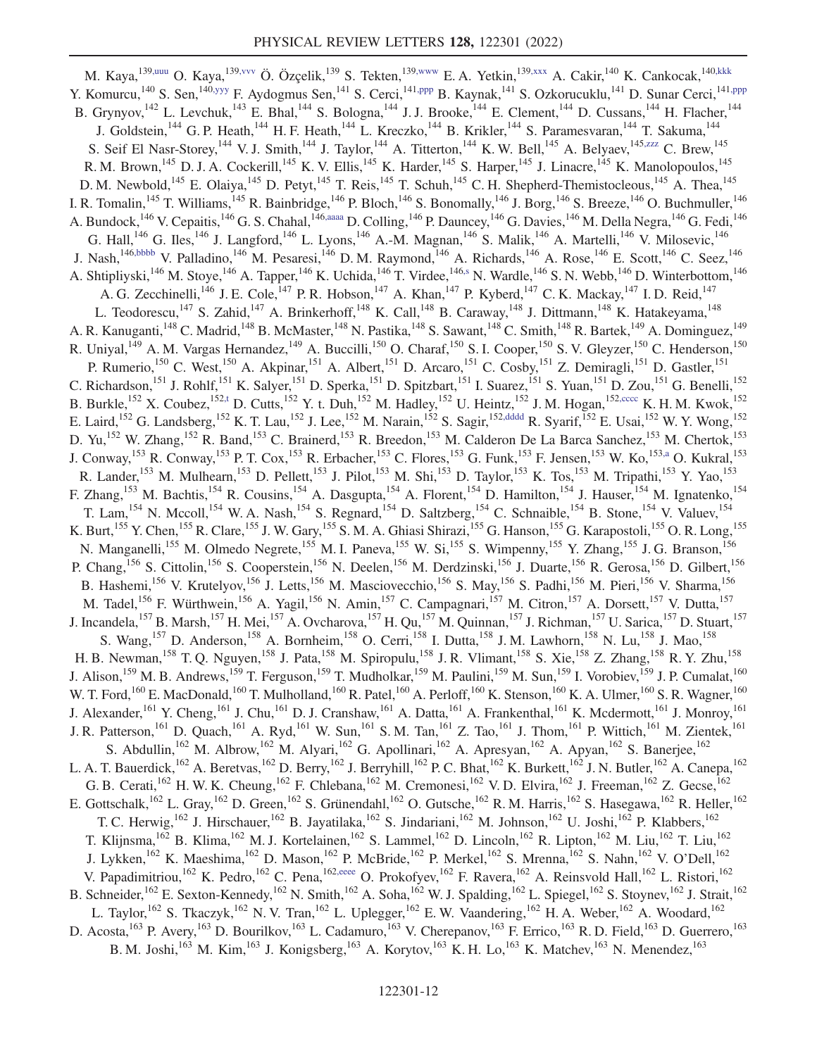M. Kaya,[139,uuu] O. Kaya,[139,vvv] Ö. Özçelik,[139] S. Tekten,[139,www] E. A. Yetkin,[139,xxx] A. Cakir,[140] K. Cankocak,[140,kkk] Y. Komurcu,[140] S. Sen,[140,yyy] F. Aydogmus Sen,[141] S. Cerci,[141,ppp] B. Kaynak,[141] S. Ozkorucuklu,[141] D. Sunar Cerci,[141,ppp] B. Grynyov,[142] L. Levchuk,[143] E. Bhal,[144] S. Bologna,[144] J. J. Brooke,[144] E. Clement,[144] D. Cussans,[144] H. Flacher,[144] J. Goldstein,[144] G. P. Heath,[144] H. F. Heath,[144] L. Kreczko,[144] B. Krikler,[144] S. Paramesvaran,[144] T. Sakuma,[144] S. Seif El Nasr-Storey,[144] V. J. Smith,[144] J. Taylor,[144] A. Titterton,[144] K. W. Bell,[145] A. Belyaev,[145,zzz] C. Brew,[145] R. M. Brown,[145] D. J. A. Cockerill,[145] K. V. Ellis,[145] K. Harder,[145] S. Harper,[145] J. Linacre,[145] K. Manolopoulos,[145] D. M. Newbold,[145] E. Olaiya,[145] D. Petyt,[145] T. Reis,[145] T. Schuh,[145] C. H. Shepherd-Themistocleous,[145] A. Thea,[145] I. R. Tomalin,[145] T. Williams,[145] R. Bainbridge,[146] P. Bloch,[146] S. Bonomally,[146] J. Borg,[146] S. Breeze,[146] O. Buchmuller,[146] A. Bundock,[146] V. Cepaitis,[146] G. S. Chahal,[146,aaaa] D. Colling,[146] P. Dauncey,[146] G. Davies,[146] M. Della Negra,[146] G. Fedi,[146] G. Hall,[146] G. Iles,[146] J. Langford,[146] L. Lyons,[146] A.-M. Magnan,[146] S. Malik,[146] A. Martelli,[146] V. Milosevic,[146] J. Nash,[146,bbbb] V. Palladino,[146] M. Pesaresi,[146] D. M. Raymond,[146] A. Richards,[146] A. Rose,[146] E. Scott,[146] C. Seez,[146] A. Shtipliyski,[146] M. Stoye,[146] A. Tapper,[146] K. Uchida,[146] T. Virdee,[146,s] N. Wardle,[146] S. N. Webb,[146] D. Winterbottom,[146] A. G. Zecchinelli,[146] J. E. Cole,[147] P. R. Hobson,[147] A. Khan,[147] P. Kyberd,[147] C. K. Mackay,[147] I. D. Reid,[147] L. Teodorescu,[147] S. Zahid,[147] A. Brinkerhoff,[148] K. Call,[148] B. Caraway,[148] J. Dittmann,[148] K. Hatakeyama,[148] A. R. Kanuganti,[148] C. Madrid,[148] B. McMaster,[148] N. Pastika,[148] S. Sawant,[148] C. Smith,[148] R. Bartek,[149] A. Dominguez,[149] R. Uniyal,[149] A. M. Vargas Hernandez,[149] A. Buccilli,[150] O. Charaf,[150] S. I. Cooper,[150] S. V. Gleyzer,[150] C. Henderson,[150] P. Rumerio,[150] C. West,[150] A. Akpinar,[151] A. Albert,[151] D. Arcaro,[151] C. Cosby,[151] Z. Demiragli,[151] D. Gastler,[151] C. Richardson,[151] J. Rohlf,[151] K. Salyer,[151] D. Sperka,[151] D. Spitzbart,[151] I. Suarez,[151] S. Yuan,[151] D. Zou,[151] G. Benelli,[152] B. Burkle,[152] X. Coubez,[152,t] D. Cutts,[152] Y. t. Duh,[152] M. Hadley,[152] U. Heintz,[152] J. M. Hogan,[152,cccc] K. H. M. Kwok,[152] E. Laird,[152] G. Landsberg,[152] K. T. Lau,[152] J. Lee,[152] M. Narain,[152] S. Sagir,[152,dddd] R. Syarif,[152] E. Usai,[152] W. Y. Wong,[152] D. Yu,[152] W. Zhang,[152] R. Band,[153] C. Brainerd,[153] R. Breedon,[153] M. Calderon De La Barca Sanchez,[153] M. Chertok,[153] J. Conway,[153] R. Conway,[153] P. T. Cox,[153] R. Erbacher,[153] C. Flores,[153] G. Funk,[153] F. Jensen,[153] W. Ko,[153,a] O. Kukral,[153] R. Lander,[153] M. Mulhearn,[153] D. Pellett,[153] J. Pilot,[153] M. Shi,[153] D. Taylor,[153] K. Tos,[153] M. Tripathi,[153] Y. Yao,[153] F. Zhang,[153] M. Bachtis,[154] R. Cousins,[154] A. Dasgupta,[154] A. Florent,[154] D. Hamilton,[154] J. Hauser,[154] M. Ignatenko,[154] T. Lam,[154] N. Mccoll,[154] W. A. Nash,[154] S. Regnard,[154] D. Saltzberg,[154] C. Schnaible,[154] B. Stone,[154] V. Valuev,[154] K. Burt,[155] Y. Chen,[155] R. Clare,[155] J. W. Gary,[155] S. M. A. Ghiasi Shirazi,[155] G. Hanson,[155] G. Karapostoli,[155] O. R. Long,[155] N. Manganelli,[155] M. Olmedo Negrete,[155] M. I. Paneva,[155] W. Si,[155] S. Wimpenny,[155] Y. Zhang,[155] J. G. Branson,[156] P. Chang,[156] S. Cittolin,[156] S. Cooperstein,[156] N. Deelen,[156] M. Derdzinski,[156] J. Duarte,[156] R. Gerosa,[156] D. Gilbert,[156] B. Hashemi,[156] V. Krutelyov,[156] J. Letts,[156] M. Masciovecchio,[156] S. May,[156] S. Padhi,[156] M. Pieri,[156] V. Sharma,[156] M. Tadel,[156] F. Würthwein,[156] A. Yagil,[156] N. Amin,[157] C. Campagnari,[157] M. Citron,[157] A. Dorsett,[157] V. Dutta,[157] J. Incandela,[157] B. Marsh,[157] H. Mei,[157] A. Ovcharova,[157] H. Qu,[157] M. Quinnan,[157] J. Richman,[157] U. Sarica,[157] D. Stuart,[157] S. Wang,[157] D. Anderson,[158] A. Bornheim,[158] O. Cerri,[158] I. Dutta,[158] J. M. Lawhorn,[158] N. Lu,[158] J. Mao,[158] H. B. Newman,[158] T. Q. Nguyen,[158] J. Pata,[158] M. Spiropulu,[158] J. R. Vlimant,[158] S. Xie,[158] Z. Zhang,[158] R. Y. Zhu,[158] J. Alison,[159] M. B. Andrews,[159] T. Ferguson,[159] T. Mudholkar,[159] M. Paulini,[159] M. Sun,[159] I. Vorobiev,[159] J. P. Cumalat,[160] W. T. Ford,[160] E. MacDonald,[160] T. Mulholland,[160] R. Patel,[160] A. Perloff,[160] K. Stenson,[160] K. A. Ulmer,[160] S. R. Wagner,[160] J. Alexander,[161] Y. Cheng,[161] J. Chu,[161] D. J. Cranshaw,[161] A. Datta,[161] A. Frankenthal,[161] K. Mcdermott,[161] J. Monroy,[161] J. R. Patterson,[161] D. Quach,[161] A. Ryd,[161] W. Sun,[161] S. M. Tan,[161] Z. Tao,[161] J. Thom,[161] P. Wittich,[161] M. Zientek,[161] S. Abdullin,[162] M. Albrow,[162] M. Alyari,[162] G. Apollinari,[162] A. Apresyan,[162] A. Apyan,[162] S. Banerjee,[162] L. A. T. Bauerdick,[162] A. Beretvas,[162] D. Berry,[162] J. Berryhill,[162] P. C. Bhat,[162] K. Burkett,[162] J. N. Butler,[162] A. Canepa,[162] G. B. Cerati,[162] H. W. K. Cheung,[162] F. Chlebana,[162] M. Cremonesi,[162] V. D. Elvira,[162] J. Freeman,[162] Z. Gecse,[162] E. Gottschalk,[162] L. Gray,[162] D. Green,[162] S. Grünendahl,[162] O. Gutsche,[162] R. M. Harris,[162] S. Hasegawa,[162] R. Heller,[162] T. C. Herwig,[162] J. Hirschauer,[162] B. Jayatilaka,[162] S. Jindariani,[162] M. Johnson,[162] U. Joshi,[162] P. Klabbers,[162] T. Klijnsma,[162] B. Klima,[162] M. J. Kortelainen,[162] S. Lammel,[162] D. Lincoln,[162] R. Lipton,[162] M. Liu,[162] T. Liu,[162] J. Lykken,[162] K. Maeshima,[162] D. Mason,[162] P. McBride,[162] P. Merkel,[162] S. Mrenna,[162] S. Nahn,[162] V. O'Dell,[162] V. Papadimitriou,[162] K. Pedro,[162] C. Pena,[162,eeee] O. Prokofyev,[162] F. Ravera,[162] A. Reinsvold Hall,[162] L. Ristori,[162] B. Schneider,[162] E. Sexton-Kennedy,[162] N. Smith,[162] A. Soha,[162] W. J. Spalding,[162] L. Spiegel,[162] S. Stoynev,[162] J. Strait,[162] L. Taylor,[162] S. Tkaczyk,[162] N. V. Tran,[162] L. Uplegger,[162] E. W. Vaandering,[162] H. A. Weber,[162] A. Woodard,[162] D. Acosta,[163] P. Avery,[163] D. Bourilkov,[163] L. Cadamuro,[163] V. Cherepanov,[163] F. Errico,[163] R. D. Field,[163] D. Guerrero,[163] B. M. Joshi,[163] M. Kim,[163] J. Konigsberg,[163] A. Korytov,[163] K. H. Lo,[163] K. Matchev,[163] N. Menendez,[163]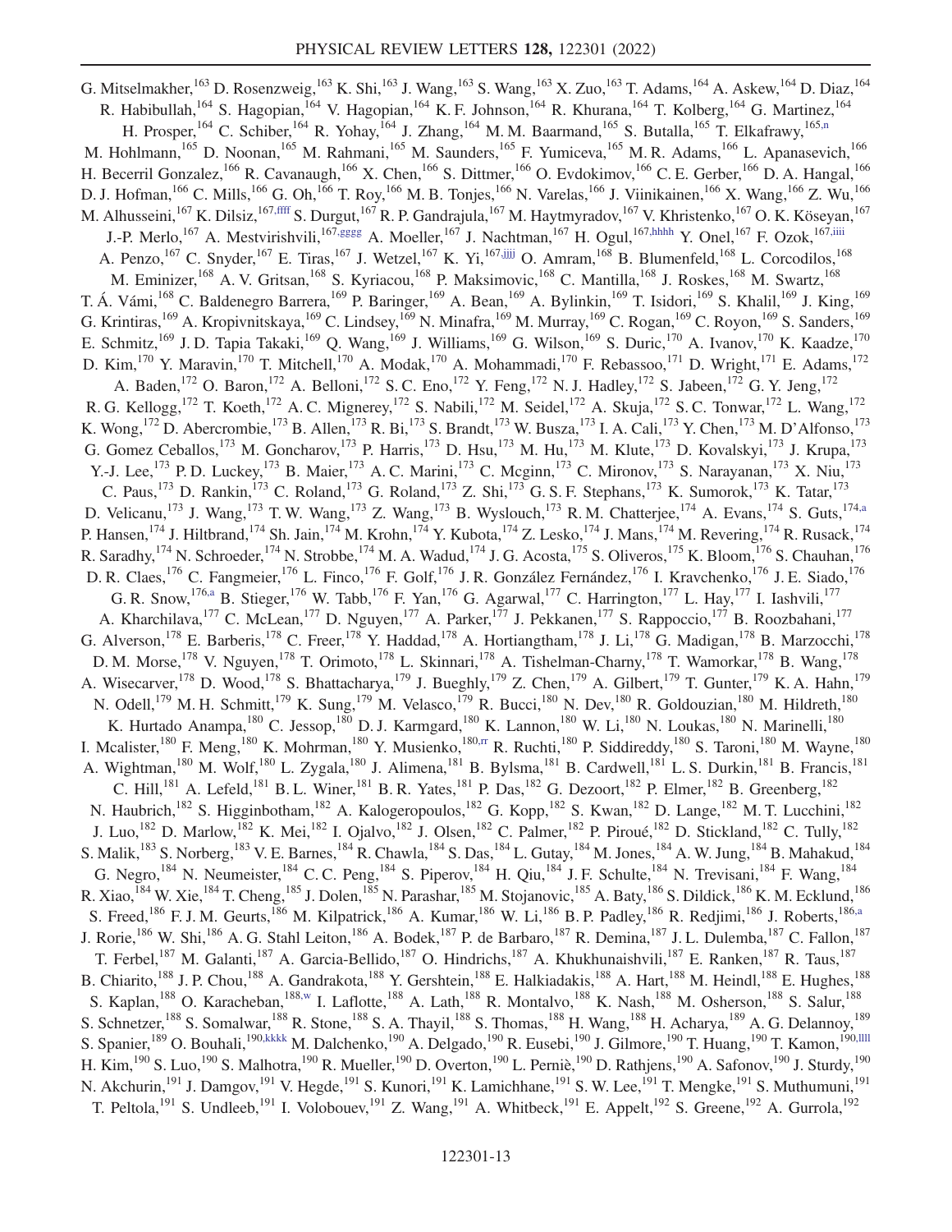G. Mitselmakher,[163] D. Rosenzweig,[163] K. Shi,[163] J. Wang,[163] S. Wang,[163] X. Zuo,[163] T. Adams,[164] A. Askew,[164] D. Diaz,[164] R. Habibullah,[164] S. Hagopian,[164] V. Hagopian,[164] K. F. Johnson,[164] R. Khurana,[164] T. Kolberg,[164] G. Martinez,[164] H. Prosper,[164] C. Schiber,[164] R. Yohay,[164] J. Zhang,[164] M. M. Baarmand,[165] S. Butalla,[165] T. Elkafrawy,[165,n] M. Hohlmann,[165] D. Noonan,[165] M. Rahmani,[165] M. Saunders,[165] F. Yumiceva,[165] M. R. Adams,[166] L. Apanasevich,[166] H. Becerril Gonzalez,[166] R. Cavanaugh,[166] X. Chen,[166] S. Dittmer,[166] O. Evdokimov,[166] C. E. Gerber,[166] D. A. Hangal,[166] D. J. Hofman,[166] C. Mills,[166] G. Oh,[166] T. Roy,[166] M. B. Tonjes,[166] N. Varelas,[166] J. Viinikainen,[166] X. Wang,[166] Z. Wu,[166] M. Alhusseini,[167] K. Dilsiz,[167,ffff] S. Durgut,[167] R. P. Gandrajula,[167] M. Haytmyradov,[167] V. Khristenko,[167] O. K. Köseyan,[167] J.-P. Merlo,[167] A. Mestvirishvili,[167,gggg] A. Moeller,[167] J. Nachtman,[167] H. Ogul,[167,hhhh] Y. Onel,[167] F. Ozok,[167,iiii] A. Penzo,[167] C. Snyder,[167] E. Tiras,[167] J. Wetzel,[167] K. Yi,[167,jjjj] O. Amram,[168] B. Blumenfeld,[168] L. Corcodilos,[168] M. Eminizer,[168] A. V. Gritsan,[168] S. Kyriacou,[168] P. Maksimovic,[168] C. Mantilla,[168] J. Roskes,[168] M. Swartz,[168] T. Á. Vámi,[168] C. Baldenegro Barrera,[169] P. Baringer,[169] A. Bean,[169] A. Bylinkin,[169] T. Isidori,[169] S. Khalil,[169] J. King,[169] G. Krintiras,[169] A. Kropivnitskaya,[169] C. Lindsey,[169] N. Minafra,[169] M. Murray,[169] C. Rogan,[169] C. Royon,[169] S. Sanders,[169] E. Schmitz,[169] J. D. Tapia Takaki,[169] Q. Wang,[169] J. Williams,[169] G. Wilson,[169] S. Duric,[170] A. Ivanov,[170] K. Kaadze,[170] D. Kim,[170] Y. Maravin,[170] T. Mitchell,[170] A. Modak,[170] A. Mohammadi,[170] F. Rebassoo,[171] D. Wright,[171] E. Adams,[172] A. Baden,[172] O. Baron,[172] A. Belloni,[172] S. C. Eno,[172] Y. Feng,[172] N. J. Hadley,[172] S. Jabeen,[172] G. Y. Jeng,[172] R. G. Kellogg,[172] T. Koeth,[172] A. C. Mignerey,[172] S. Nabili,[172] M. Seidel,[172] A. Skuja,[172] S. C. Tonwar,[172] L. Wang,[172] K. Wong,[172] D. Abercrombie,[173] B. Allen,[173] R. Bi,[173] S. Brandt,[173] W. Busza,[173] I. A. Cali,[173] Y. Chen,[173] M. D'Alfonso,[173] G. Gomez Ceballos,[173] M. Goncharov,[173] P. Harris,[173] D. Hsu,[173] M. Hu,[173] M. Klute,[173] D. Kovalskyi,[173] J. Krupa,[173] Y.-J. Lee,[173] P. D. Luckey,[173] B. Maier,[173] A. C. Marini,[173] C. Mcginn,[173] C. Mironov,[173] S. Narayanan,[173] X. Niu,[173] C. Paus,[173] D. Rankin,[173] C. Roland,[173] G. Roland,[173] Z. Shi,[173] G. S. F. Stephans,[173] K. Sumorok,[173] K. Tatar,[173] D. Velicanu,[173] J. Wang,[173] T. W. Wang,[173] Z. Wang,[173] B. Wyslouch,[173] R. M. Chatterjee,[174] A. Evans,[174] S. Guts,[174,a] P. Hansen,[174] J. Hiltbrand,[174] Sh. Jain,[174] M. Krohn,[174] Y. Kubota,[174] Z. Lesko,[174] J. Mans,[174] M. Revering,[174] R. Rusack,[174] R. Saradhy,[174] N. Schroeder,[174] N. Strobbe,[174] M. A. Wadud,[174] J. G. Acosta,[175] S. Oliveros,[175] K. Bloom,[176] S. Chauhan,[176] D. R. Claes,[176] C. Fangmeier,[176] L. Finco,[176] F. Golf,[176] J. R. González Fernández,[176] I. Kravchenko,[176] J. E. Siado,[176] G. R. Snow,[176,a] B. Stieger,[176] W. Tabb,[176] F. Yan,[176] G. Agarwal,[177] C. Harrington,[177] L. Hay,[177] I. Iashvili,[177] A. Kharchilava,[177] C. McLean,[177] D. Nguyen,[177] A. Parker,[177] J. Pekkanen,[177] S. Rappoccio,[177] B. Roozbahani,[177] G. Alverson,[178] E. Barberis,[178] C. Freer,[178] Y. Haddad,[178] A. Hortiangtham,[178] J. Li,[178] G. Madigan,[178] B. Marzocchi,[178] D. M. Morse,[178] V. Nguyen,[178] T. Orimoto,[178] L. Skinnari,[178] A. Tishelman-Charny,[178] T. Wamorkar,[178] B. Wang,[178] A. Wisecarver,[178] D. Wood,[178] S. Bhattacharya,[179] J. Bueghly,[179] Z. Chen,[179] A. Gilbert,[179] T. Gunter,[179] K. A. Hahn,[179] N. Odell,[179] M. H. Schmitt,[179] K. Sung,[179] M. Velasco,[179] R. Bucci,[180] N. Dev,[180] R. Goldouzian,[180] M. Hildreth,[180] K. Hurtado Anampa,[180] C. Jessop,[180] D. J. Karmgard,[180] K. Lannon,[180] W. Li,[180] N. Loukas,[180] N. Marinelli,[180] I. Mcalister,[180] F. Meng,[180] K. Mohrman,[180] Y. Musienko,[180,rr] R. Ruchti,[180] P. Siddireddy,[180] S. Taroni,[180] M. Wayne,[180] A. Wightman,[180] M. Wolf,[180] L. Zygala,[180] J. Alimena,[181] B. Bylsma,[181] B. Cardwell,[181] L. S. Durkin,[181] B. Francis,[181] C. Hill,[181] A. Lefeld,[181] B. L. Winer,[181] B. R. Yates,[181] P. Das,[182] G. Dezoort,[182] P. Elmer,[182] B. Greenberg,[182] N. Haubrich,[182] S. Higginbotham,[182] A. Kalogeropoulos,[182] G. Kopp,[182] S. Kwan,[182] D. Lange,[182] M. T. Lucchini,[182] J. Luo,[182] D. Marlow,[182] K. Mei,[182] I. Ojalvo,[182] J. Olsen,[182] C. Palmer,[182] P. Piroué,[182] D. Stickland,[182] C. Tully,[182] S. Malik,[183] S. Norberg,[183] V. E. Barnes,[184] R. Chawla,[184] S. Das,[184] L. Gutay,[184] M. Jones,[184] A. W. Jung,[184] B. Mahakud,[184] G. Negro,[184] N. Neumeister,[184] C. C. Peng,[184] S. Piperov,[184] H. Qiu,[184] J. F. Schulte,[184] N. Trevisani,[184] F. Wang,[184] R. Xiao,[184] W. Xie,[184] T. Cheng,[185] J. Dolen,[185] N. Parashar,[185] M. Stojanovic,[185] A. Baty,[186] S. Dildick,[186] K. M. Ecklund,[186] S. Freed,[186] F. J. M. Geurts,[186] M. Kilpatrick,[186] A. Kumar,[186] W. Li,[186] B. P. Padley,[186] R. Redjimi,[186] J. Roberts,[186,a] J. Rorie,[186] W. Shi,[186] A. G. Stahl Leiton,[186] A. Bodek,[187] P. de Barbaro,[187] R. Demina,[187] J. L. Dulemba,[187] C. Fallon,[187] T. Ferbel,[187] M. Galanti,[187] A. Garcia-Bellido,[187] O. Hindrichs,[187] A. Khukhunaishvili,[187] E. Ranken,[187] R. Taus,[187] B. Chiarito,[188] J. P. Chou,[188] A. Gandrakota,[188] Y. Gershtein,[188] E. Halkiadakis,[188] A. Hart,[188] M. Heindl,[188] E. Hughes,[188] S. Kaplan,[188] O. Karacheban,[188,w] I. Laflotte,[188] A. Lath,[188] R. Montalvo,[188] K. Nash,[188] M. Osherson,[188] S. Salur,[188] S. Schnetzer,[188] S. Somalwar,[188] R. Stone,[188] S. A. Thayil,[188] S. Thomas,[188] H. Wang,[188] H. Acharya,[189] A. G. Delannoy,[189] S. Spanier,[189] O. Bouhali,[190,kkkk] M. Dalchenko,[190] A. Delgado,[190] R. Eusebi,[190] J. Gilmore,[190] T. Huang,[190] T. Kamon,[190,llll] H. Kim,[190] S. Luo,[190] S. Malhotra,[190] R. Mueller,[190] D. Overton,[190] L. Perniè,[190] D. Rathjens,[190] A. Safonov,[190] J. Sturdy,[190] N. Akchurin,[191] J. Damgov,[191] V. Hegde,[191] S. Kunori,[191] K. Lamichhane,[191] S. W. Lee,[191] T. Mengke,[191] S. Muthumuni,[191] T. Peltola,[191] S. Undleeb,[191] I. Volobouev,[191] Z. Wang,[191] A. Whitbeck,[191] E. Appelt,[192] S. Greene,[192] A. Gurrola,[192]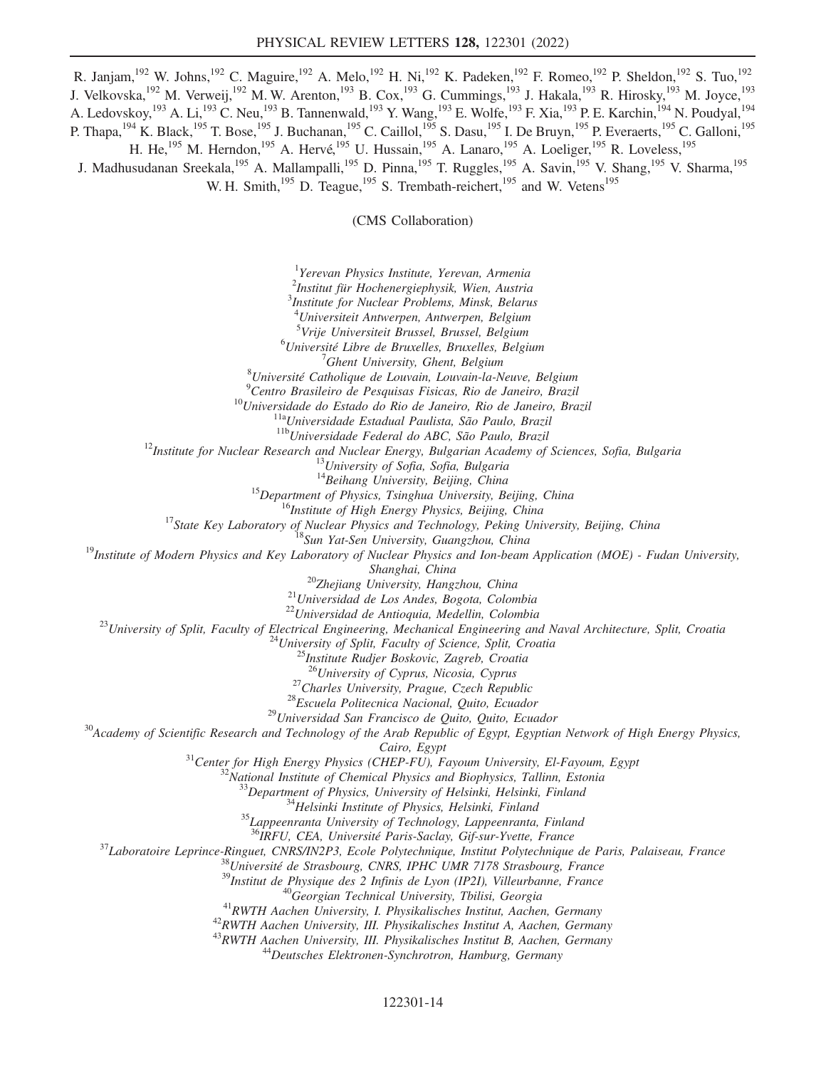R. Janjam,[192] W. Johns,[192] C. Maguire,[192] A. Melo,[192] H. Ni,[192] K. Padeken,[192] F. Romeo,[192] P. Sheldon,[192] S. Tuo,[192] J. Velkovska,[192] M. Verweij,[192] M. W. Arenton,[193] B. Cox,[193] G. Cummings,[193] J. Hakala,[193] R. Hirosky,[193] M. Joyce,[193] A. Ledovskoy,[193] A. Li,[193] C. Neu,[193] B. Tannenwald,[193] Y. Wang,[193] E. Wolfe,[193] F. Xia,[193] P. E. Karchin,[194] N. Poudyal,[194] P. Thapa,[194] K. Black,[195] T. Bose,[195] J. Buchanan,[195] C. Caillol,[195] S. Dasu,[195] I. De Bruyn,[195] P. Everaerts,[195] C. Galloni,[195] H. He,[195] M. Herndon,[195] A. Hervé,[195] U. Hussain,[195] A. Lanaro,[195] A. Loeliger,[195] R. Loveless,[195] J. Madhusudanan Sreekala,[195] A. Mallampalli,[195] D. Pinna,[195] T. Ruggles,[195] A. Savin,[195] V. Shang,[195] V. Sharma,[195] W. H. Smith,[195] D. Teague,[195] S. Trembath-reichert,[195] and W. Vetens[195]

(CMS Collaboration)

[1] *Yerevan Physics Institute, Yerevan, Armenia*
[2] *Institut für Hochenergiephysik, Wien, Austria*
[3] *Institute for Nuclear Problems, Minsk, Belarus*
[4] *Universiteit Antwerpen, Antwerpen, Belgium*
[5] *Vrije Universiteit Brussel, Brussel, Belgium*
[6] *Université Libre de Bruxelles, Bruxelles, Belgium*
[7] *Ghent University, Ghent, Belgium*
[8] *Université Catholique de Louvain, Louvain-la-Neuve, Belgium*
[9] *Centro Brasileiro de Pesquisas Fisicas, Rio de Janeiro, Brazil*
[10] *Universidade do Estado do Rio de Janeiro, Rio de Janeiro, Brazil*
[11a] *Universidade Estadual Paulista, São Paulo, Brazil*
[11b] *Universidade Federal do ABC, São Paulo, Brazil*
[12] *Institute for Nuclear Research and Nuclear Energy, Bulgarian Academy of Sciences, Sofia, Bulgaria*
[13] *University of Sofia, Sofia, Bulgaria*
[14] *Beihang University, Beijing, China*
[15] *Department of Physics, Tsinghua University, Beijing, China*
[16] *Institute of High Energy Physics, Beijing, China*
[17] *State Key Laboratory of Nuclear Physics and Technology, Peking University, Beijing, China*
[18] *Sun Yat-Sen University, Guangzhou, China*
[19] *Institute of Modern Physics and Key Laboratory of Nuclear Physics and Ion-beam Application (MOE) - Fudan University, Shanghai, China*
[20] *Zhejiang University, Hangzhou, China*
[21] *Universidad de Los Andes, Bogota, Colombia*
[22] *Universidad de Antioquia, Medellin, Colombia*
[23] *University of Split, Faculty of Electrical Engineering, Mechanical Engineering and Naval Architecture, Split, Croatia*
[24] *University of Split, Faculty of Science, Split, Croatia*
[25] *Institute Rudjer Boskovic, Zagreb, Croatia*
[26] *University of Cyprus, Nicosia, Cyprus*
[27] *Charles University, Prague, Czech Republic*
[28] *Escuela Politecnica Nacional, Quito, Ecuador*
[29] *Universidad San Francisco de Quito, Quito, Ecuador*
[30] *Academy of Scientific Research and Technology of the Arab Republic of Egypt, Egyptian Network of High Energy Physics, Cairo, Egypt*
[31] *Center for High Energy Physics (CHEP-FU), Fayoum University, El-Fayoum, Egypt*
[32] *National Institute of Chemical Physics and Biophysics, Tallinn, Estonia*
[33] *Department of Physics, University of Helsinki, Helsinki, Finland*
[34] *Helsinki Institute of Physics, Helsinki, Finland*
[35] *Lappeenranta University of Technology, Lappeenranta, Finland*
[36] *IRFU, CEA, Université Paris-Saclay, Gif-sur-Yvette, France*
[37] *Laboratoire Leprince-Ringuet, CNRS/IN2P3, Ecole Polytechnique, Institut Polytechnique de Paris, Palaiseau, France*
[38] *Université de Strasbourg, CNRS, IPHC UMR 7178 Strasbourg, France*
[39] *Institut de Physique des 2 Infinis de Lyon (IP2I), Villeurbanne, France*
[40] *Georgian Technical University, Tbilisi, Georgia*
[41] *RWTH Aachen University, I. Physikalisches Institut, Aachen, Germany*
[42] *RWTH Aachen University, III. Physikalisches Institut A, Aachen, Germany*
[43] *RWTH Aachen University, III. Physikalisches Institut B, Aachen, Germany*
[44] *Deutsches Elektronen-Synchrotron, Hamburg, Germany*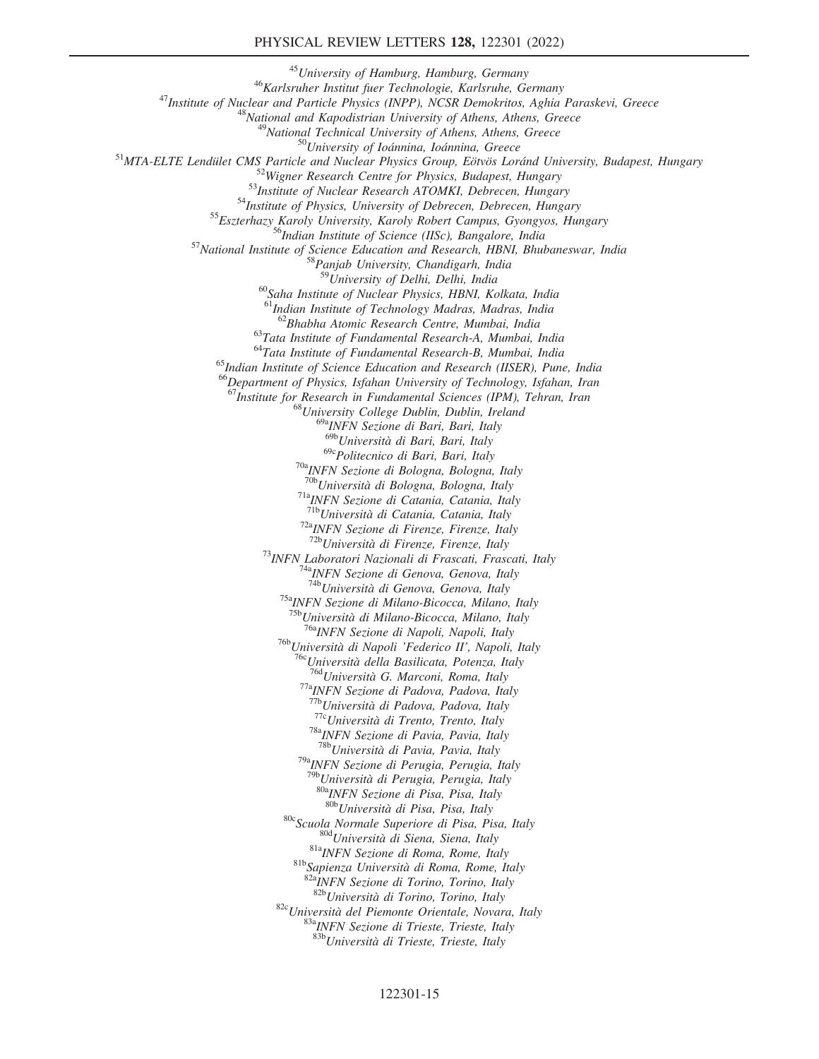[45]University of Hamburg, Hamburg, Germany

[46]Karlsruher Institut fuer Technologie, Karlsruhe, Germany

[47]Institute of Nuclear and Particle Physics (INPP), NCSR Demokritos, Aghia Paraskevi, Greece

[48]National and Kapodistrian University of Athens, Athens, Greece

[49]National Technical University of Athens, Athens, Greece

[50]University of Ioánnina, Ioánnina, Greece

[51]MTA-ELTE Lendület CMS Particle and Nuclear Physics Group, Eötvös Loránd University, Budapest, Hungary

[52]Wigner Research Centre for Physics, Budapest, Hungary

[53]Institute of Nuclear Research ATOMKI, Debrecen, Hungary

[54]Institute of Physics, University of Debrecen, Debrecen, Hungary

[55]Eszterhazy Karoly University, Karoly Robert Campus, Gyongyos, Hungary

[56]Indian Institute of Science (IISc), Bangalore, India

[57]National Institute of Science Education and Research, HBNI, Bhubaneswar, India

[58]Panjab University, Chandigarh, India

[59]University of Delhi, Delhi, India

[60]Saha Institute of Nuclear Physics, HBNI, Kolkata, India

[61]Indian Institute of Technology Madras, Madras, India

[62]Bhabha Atomic Research Centre, Mumbai, India

[63]Tata Institute of Fundamental Research-A, Mumbai, India

[64]Tata Institute of Fundamental Research-B, Mumbai, India

[65]Indian Institute of Science Education and Research (IISER), Pune, India

[66]Department of Physics, Isfahan University of Technology, Isfahan, Iran

[67]Institute for Research in Fundamental Sciences (IPM), Tehran, Iran

[68]University College Dublin, Dublin, Ireland

[69a]INFN Sezione di Bari, Bari, Italy

[69b]Università di Bari, Bari, Italy

[69c]Politecnico di Bari, Bari, Italy

[70a]INFN Sezione di Bologna, Bologna, Italy

[70b]Università di Bologna, Bologna, Italy

[71a]INFN Sezione di Catania, Catania, Italy

[71b]Università di Catania, Catania, Italy

[72a]INFN Sezione di Firenze, Firenze, Italy

[72b]Università di Firenze, Firenze, Italy

[73]INFN Laboratori Nazionali di Frascati, Frascati, Italy

[74a]INFN Sezione di Genova, Genova, Italy

[74b]Università di Genova, Genova, Italy

[75a]INFN Sezione di Milano-Bicocca, Milano, Italy

[75b]Università di Milano-Bicocca, Milano, Italy

[76a]INFN Sezione di Napoli, Napoli, Italy

[76b]Università di Napoli 'Federico II', Napoli, Italy

[76c]Università della Basilicata, Potenza, Italy

[76d]Università G. Marconi, Roma, Italy

[77a]INFN Sezione di Padova, Padova, Italy

[77b]Università di Padova, Padova, Italy

[77c]Università di Trento, Trento, Italy

[78a]INFN Sezione di Pavia, Pavia, Italy

[78b]Università di Pavia, Pavia, Italy

[79a]INFN Sezione di Perugia, Perugia, Italy

[79b]Università di Perugia, Perugia, Italy

[80a]INFN Sezione di Pisa, Pisa, Italy

[80b]Università di Pisa, Pisa, Italy

[80c]Scuola Normale Superiore di Pisa, Pisa, Italy

[80d]Università di Siena, Siena, Italy

[81a]INFN Sezione di Roma, Rome, Italy

[81b]Sapienza Università di Roma, Rome, Italy

[82a]INFN Sezione di Torino, Torino, Italy

[82b]Università di Torino, Torino, Italy

[82c]Università del Piemonte Orientale, Novara, Italy

[83a]INFN Sezione di Trieste, Trieste, Italy

[83b]Università di Trieste, Trieste, Italy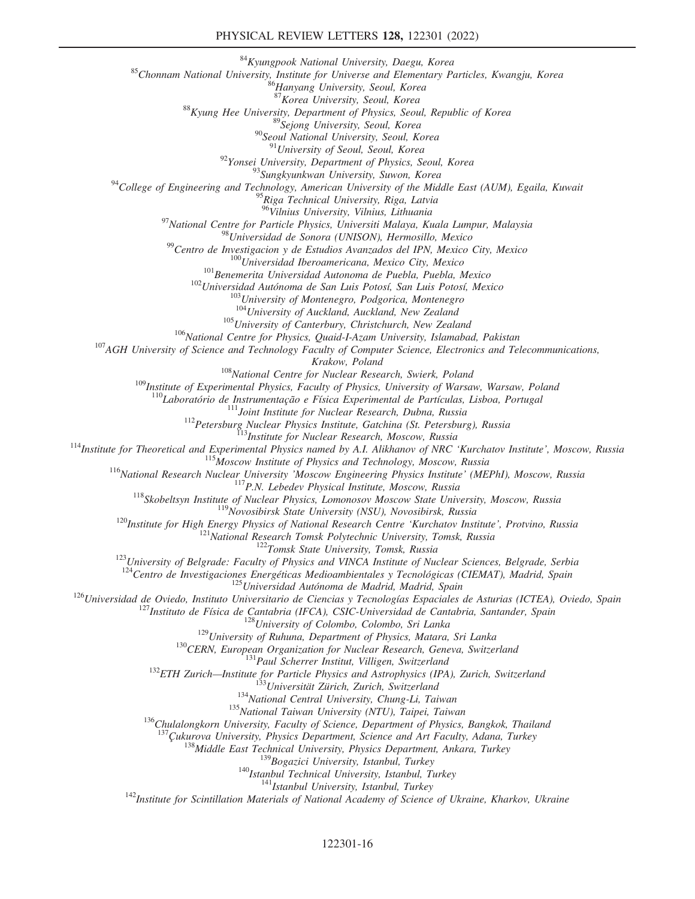[84]Kyungpook National University, Daegu, Korea
[85]Chonnam National University, Institute for Universe and Elementary Particles, Kwangju, Korea
[86]Hanyang University, Seoul, Korea
[87]Korea University, Seoul, Korea
[88]Kyung Hee University, Department of Physics, Seoul, Republic of Korea
[89]Sejong University, Seoul, Korea
[90]Seoul National University, Seoul, Korea
[91]University of Seoul, Seoul, Korea
[92]Yonsei University, Department of Physics, Seoul, Korea
[93]Sungkyunkwan University, Suwon, Korea
[94]College of Engineering and Technology, American University of the Middle East (AUM), Egaila, Kuwait
[95]Riga Technical University, Riga, Latvia
[96]Vilnius University, Vilnius, Lithuania
[97]National Centre for Particle Physics, Universiti Malaya, Kuala Lumpur, Malaysia
[98]Universidad de Sonora (UNISON), Hermosillo, Mexico
[99]Centro de Investigacion y de Estudios Avanzados del IPN, Mexico City, Mexico
[100]Universidad Iberoamericana, Mexico City, Mexico
[101]Benemerita Universidad Autonoma de Puebla, Puebla, Mexico
[102]Universidad Autónoma de San Luis Potosí, San Luis Potosí, Mexico
[103]University of Montenegro, Podgorica, Montenegro
[104]University of Auckland, Auckland, New Zealand
[105]University of Canterbury, Christchurch, New Zealand
[106]National Centre for Physics, Quaid-I-Azam University, Islamabad, Pakistan
[107]AGH University of Science and Technology Faculty of Computer Science, Electronics and Telecommunications, Krakow, Poland
[108]National Centre for Nuclear Research, Swierk, Poland
[109]Institute of Experimental Physics, Faculty of Physics, University of Warsaw, Warsaw, Poland
[110]Laboratório de Instrumentação e Física Experimental de Partículas, Lisboa, Portugal
[111]Joint Institute for Nuclear Research, Dubna, Russia
[112]Petersburg Nuclear Physics Institute, Gatchina (St. Petersburg), Russia
[113]Institute for Nuclear Research, Moscow, Russia
[114]Institute for Theoretical and Experimental Physics named by A.I. Alikhanov of NRC 'Kurchatov Institute', Moscow, Russia
[115]Moscow Institute of Physics and Technology, Moscow, Russia
[116]National Research Nuclear University 'Moscow Engineering Physics Institute' (MEPhI), Moscow, Russia
[117]P.N. Lebedev Physical Institute, Moscow, Russia
[118]Skobeltsyn Institute of Nuclear Physics, Lomonosov Moscow State University, Moscow, Russia
[119]Novosibirsk State University (NSU), Novosibirsk, Russia
[120]Institute for High Energy Physics of National Research Centre 'Kurchatov Institute', Protvino, Russia
[121]National Research Tomsk Polytechnic University, Tomsk, Russia
[122]Tomsk State University, Tomsk, Russia
[123]University of Belgrade: Faculty of Physics and VINCA Institute of Nuclear Sciences, Belgrade, Serbia
[124]Centro de Investigaciones Energéticas Medioambientales y Tecnológicas (CIEMAT), Madrid, Spain
[125]Universidad Autónoma de Madrid, Madrid, Spain
[126]Universidad de Oviedo, Instituto Universitario de Ciencias y Tecnologías Espaciales de Asturias (ICTEA), Oviedo, Spain
[127]Instituto de Física de Cantabria (IFCA), CSIC-Universidad de Cantabria, Santander, Spain
[128]University of Colombo, Colombo, Sri Lanka
[129]University of Ruhuna, Department of Physics, Matara, Sri Lanka
[130]CERN, European Organization for Nuclear Research, Geneva, Switzerland
[131]Paul Scherrer Institut, Villigen, Switzerland
[132]ETH Zurich—Institute for Particle Physics and Astrophysics (IPA), Zurich, Switzerland
[133]Universität Zürich, Zurich, Switzerland
[134]National Central University, Chung-Li, Taiwan
[135]National Taiwan University (NTU), Taipei, Taiwan
[136]Chulalongkorn University, Faculty of Science, Department of Physics, Bangkok, Thailand
[137]Çukurova University, Physics Department, Science and Art Faculty, Adana, Turkey
[138]Middle East Technical University, Physics Department, Ankara, Turkey
[139]Bogazici University, Istanbul, Turkey
[140]Istanbul Technical University, Istanbul, Turkey
[141]Istanbul University, Istanbul, Turkey
[142]Institute for Scintillation Materials of National Academy of Science of Ukraine, Kharkov, Ukraine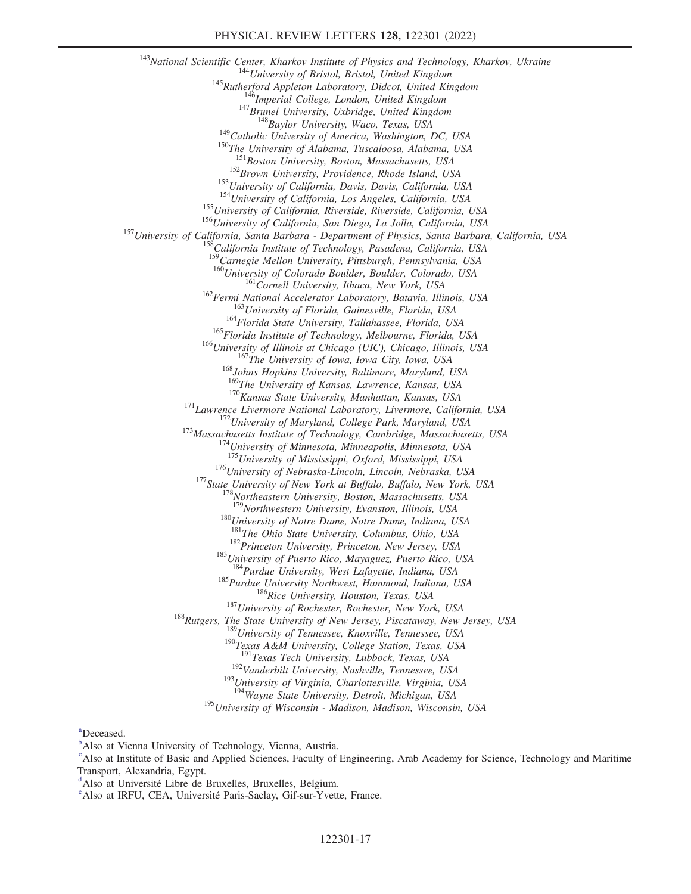[143]National Scientific Center, Kharkov Institute of Physics and Technology, Kharkov, Ukraine
[144]University of Bristol, Bristol, United Kingdom
[145]Rutherford Appleton Laboratory, Didcot, United Kingdom
[146]Imperial College, London, United Kingdom
[147]Brunel University, Uxbridge, United Kingdom
[148]Baylor University, Waco, Texas, USA
[149]Catholic University of America, Washington, DC, USA
[150]The University of Alabama, Tuscaloosa, Alabama, USA
[151]Boston University, Boston, Massachusetts, USA
[152]Brown University, Providence, Rhode Island, USA
[153]University of California, Davis, Davis, California, USA
[154]University of California, Los Angeles, California, USA
[155]University of California, Riverside, Riverside, California, USA
[156]University of California, San Diego, La Jolla, California, USA
[157]University of California, Santa Barbara - Department of Physics, Santa Barbara, California, USA
[158]California Institute of Technology, Pasadena, California, USA
[159]Carnegie Mellon University, Pittsburgh, Pennsylvania, USA
[160]University of Colorado Boulder, Boulder, Colorado, USA
[161]Cornell University, Ithaca, New York, USA
[162]Fermi National Accelerator Laboratory, Batavia, Illinois, USA
[163]University of Florida, Gainesville, Florida, USA
[164]Florida State University, Tallahassee, Florida, USA
[165]Florida Institute of Technology, Melbourne, Florida, USA
[166]University of Illinois at Chicago (UIC), Chicago, Illinois, USA
[167]The University of Iowa, Iowa City, Iowa, USA
[168]Johns Hopkins University, Baltimore, Maryland, USA
[169]The University of Kansas, Lawrence, Kansas, USA
[170]Kansas State University, Manhattan, Kansas, USA
[171]Lawrence Livermore National Laboratory, Livermore, California, USA
[172]University of Maryland, College Park, Maryland, USA
[173]Massachusetts Institute of Technology, Cambridge, Massachusetts, USA
[174]University of Minnesota, Minneapolis, Minnesota, USA
[175]University of Mississippi, Oxford, Mississippi, USA
[176]University of Nebraska-Lincoln, Lincoln, Nebraska, USA
[177]State University of New York at Buffalo, Buffalo, New York, USA
[178]Northeastern University, Boston, Massachusetts, USA
[179]Northwestern University, Evanston, Illinois, USA
[180]University of Notre Dame, Notre Dame, Indiana, USA
[181]The Ohio State University, Columbus, Ohio, USA
[182]Princeton University, Princeton, New Jersey, USA
[183]University of Puerto Rico, Mayaguez, Puerto Rico, USA
[184]Purdue University, West Lafayette, Indiana, USA
[185]Purdue University Northwest, Hammond, Indiana, USA
[186]Rice University, Houston, Texas, USA
[187]University of Rochester, Rochester, New York, USA
[188]Rutgers, The State University of New Jersey, Piscataway, New Jersey, USA
[189]University of Tennessee, Knoxville, Tennessee, USA
[190]Texas A&M University, College Station, Texas, USA
[191]Texas Tech University, Lubbock, Texas, USA
[192]Vanderbilt University, Nashville, Tennessee, USA
[193]University of Virginia, Charlottesville, Virginia, USA
[194]Wayne State University, Detroit, Michigan, USA
[195]University of Wisconsin - Madison, Madison, Wisconsin, USA

[a]Deceased.
[b]Also at Vienna University of Technology, Vienna, Austria.
[c]Also at Institute of Basic and Applied Sciences, Faculty of Engineering, Arab Academy for Science, Technology and Maritime Transport, Alexandria, Egypt.
[d]Also at Université Libre de Bruxelles, Bruxelles, Belgium.
[e]Also at IRFU, CEA, Université Paris-Saclay, Gif-sur-Yvette, France.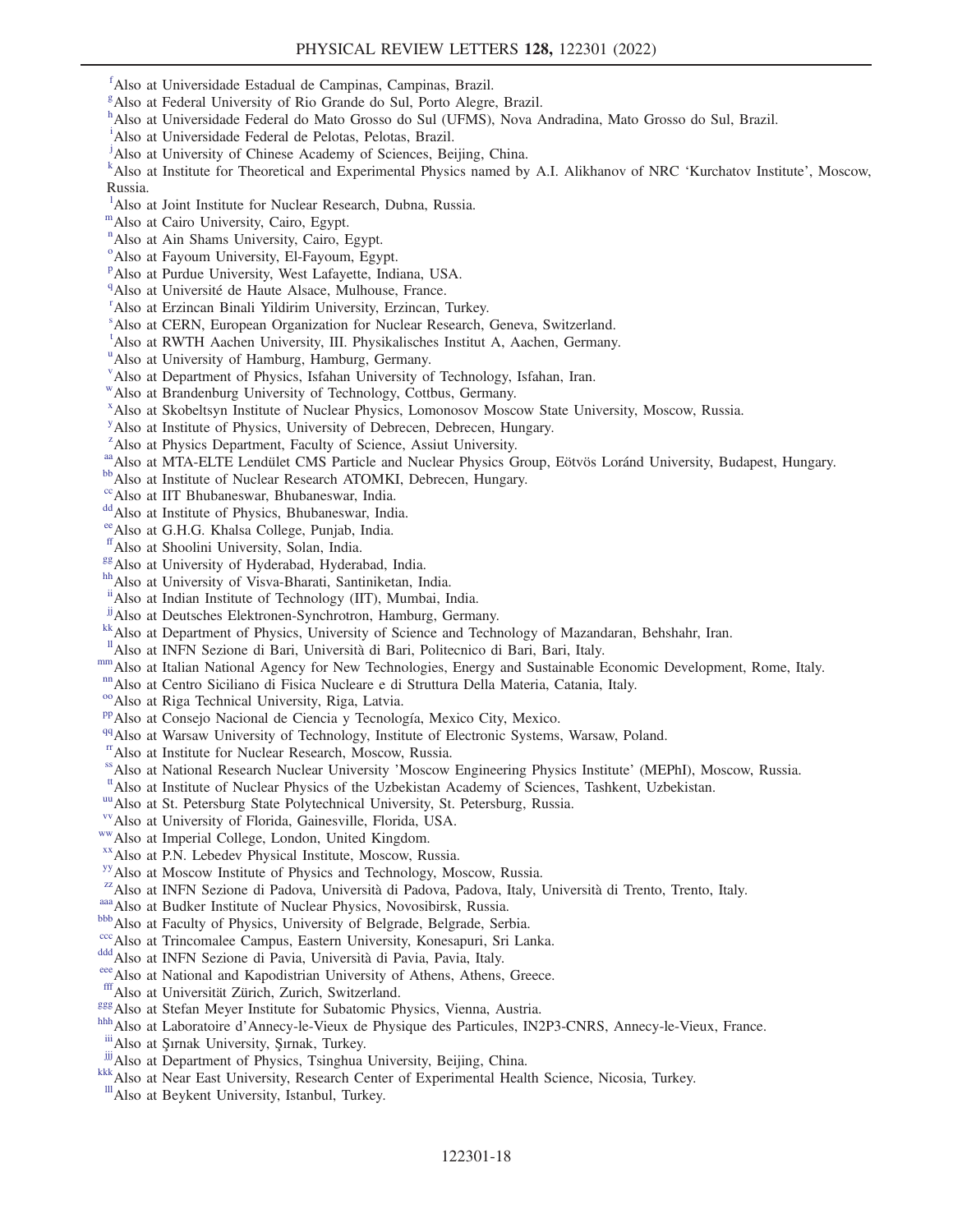[f]Also at Universidade Estadual de Campinas, Campinas, Brazil.
[g]Also at Federal University of Rio Grande do Sul, Porto Alegre, Brazil.
[h]Also at Universidade Federal do Mato Grosso do Sul (UFMS), Nova Andradina, Mato Grosso do Sul, Brazil.
[i]Also at Universidade Federal de Pelotas, Pelotas, Brazil.
[j]Also at University of Chinese Academy of Sciences, Beijing, China.
[k]Also at Institute for Theoretical and Experimental Physics named by A.I. Alikhanov of NRC 'Kurchatov Institute', Moscow, Russia.
[l]Also at Joint Institute for Nuclear Research, Dubna, Russia.
[m]Also at Cairo University, Cairo, Egypt.
[n]Also at Ain Shams University, Cairo, Egypt.
[o]Also at Fayoum University, El-Fayoum, Egypt.
[p]Also at Purdue University, West Lafayette, Indiana, USA.
[q]Also at Université de Haute Alsace, Mulhouse, France.
[r]Also at Erzincan Binali Yildirim University, Erzincan, Turkey.
[s]Also at CERN, European Organization for Nuclear Research, Geneva, Switzerland.
[t]Also at RWTH Aachen University, III. Physikalisches Institut A, Aachen, Germany.
[u]Also at University of Hamburg, Hamburg, Germany.
[v]Also at Department of Physics, Isfahan University of Technology, Isfahan, Iran.
[w]Also at Brandenburg University of Technology, Cottbus, Germany.
[x]Also at Skobeltsyn Institute of Nuclear Physics, Lomonosov Moscow State University, Moscow, Russia.
[y]Also at Institute of Physics, University of Debrecen, Debrecen, Hungary.
[z]Also at Physics Department, Faculty of Science, Assiut University.
[aa]Also at MTA-ELTE Lendület CMS Particle and Nuclear Physics Group, Eötvös Loránd University, Budapest, Hungary.
[bb]Also at Institute of Nuclear Research ATOMKI, Debrecen, Hungary.
[cc]Also at IIT Bhubaneswar, Bhubaneswar, India.
[dd]Also at Institute of Physics, Bhubaneswar, India.
[ee]Also at G.H.G. Khalsa College, Punjab, India.
[ff]Also at Shoolini University, Solan, India.
[gg]Also at University of Hyderabad, Hyderabad, India.
[hh]Also at University of Visva-Bharati, Santiniketan, India.
[ii]Also at Indian Institute of Technology (IIT), Mumbai, India.
[jj]Also at Deutsches Elektronen-Synchrotron, Hamburg, Germany.
[kk]Also at Department of Physics, University of Science and Technology of Mazandaran, Behshahr, Iran.
[ll]Also at INFN Sezione di Bari, Università di Bari, Politecnico di Bari, Bari, Italy.
[mm]Also at Italian National Agency for New Technologies, Energy and Sustainable Economic Development, Rome, Italy.
[nn]Also at Centro Siciliano di Fisica Nucleare e di Struttura Della Materia, Catania, Italy.
[oo]Also at Riga Technical University, Riga, Latvia.
[pp]Also at Consejo Nacional de Ciencia y Tecnología, Mexico City, Mexico.
[qq]Also at Warsaw University of Technology, Institute of Electronic Systems, Warsaw, Poland.
[rr]Also at Institute for Nuclear Research, Moscow, Russia.
[ss]Also at National Research Nuclear University 'Moscow Engineering Physics Institute' (MEPhI), Moscow, Russia.
[tt]Also at Institute of Nuclear Physics of the Uzbekistan Academy of Sciences, Tashkent, Uzbekistan.
[uu]Also at St. Petersburg State Polytechnical University, St. Petersburg, Russia.
[vv]Also at University of Florida, Gainesville, Florida, USA.
[ww]Also at Imperial College, London, United Kingdom.
[xx]Also at P.N. Lebedev Physical Institute, Moscow, Russia.
[yy]Also at Moscow Institute of Physics and Technology, Moscow, Russia.
[zz]Also at INFN Sezione di Padova, Università di Padova, Padova, Italy, Università di Trento, Trento, Italy.
[aaa]Also at Budker Institute of Nuclear Physics, Novosibirsk, Russia.
[bbb]Also at Faculty of Physics, University of Belgrade, Belgrade, Serbia.
[ccc]Also at Trincomalee Campus, Eastern University, Konesapuri, Sri Lanka.
[ddd]Also at INFN Sezione di Pavia, Università di Pavia, Pavia, Italy.
[eee]Also at National and Kapodistrian University of Athens, Athens, Greece.
[fff]Also at Universität Zürich, Zurich, Switzerland.
[ggg]Also at Stefan Meyer Institute for Subatomic Physics, Vienna, Austria.
[hhh]Also at Laboratoire d'Annecy-le-Vieux de Physique des Particules, IN2P3-CNRS, Annecy-le-Vieux, France.
[iii]Also at Şırnak University, Şırnak, Turkey.
[jjj]Also at Department of Physics, Tsinghua University, Beijing, China.
[kkk]Also at Near East University, Research Center of Experimental Health Science, Nicosia, Turkey.
[lll]Also at Beykent University, Istanbul, Turkey.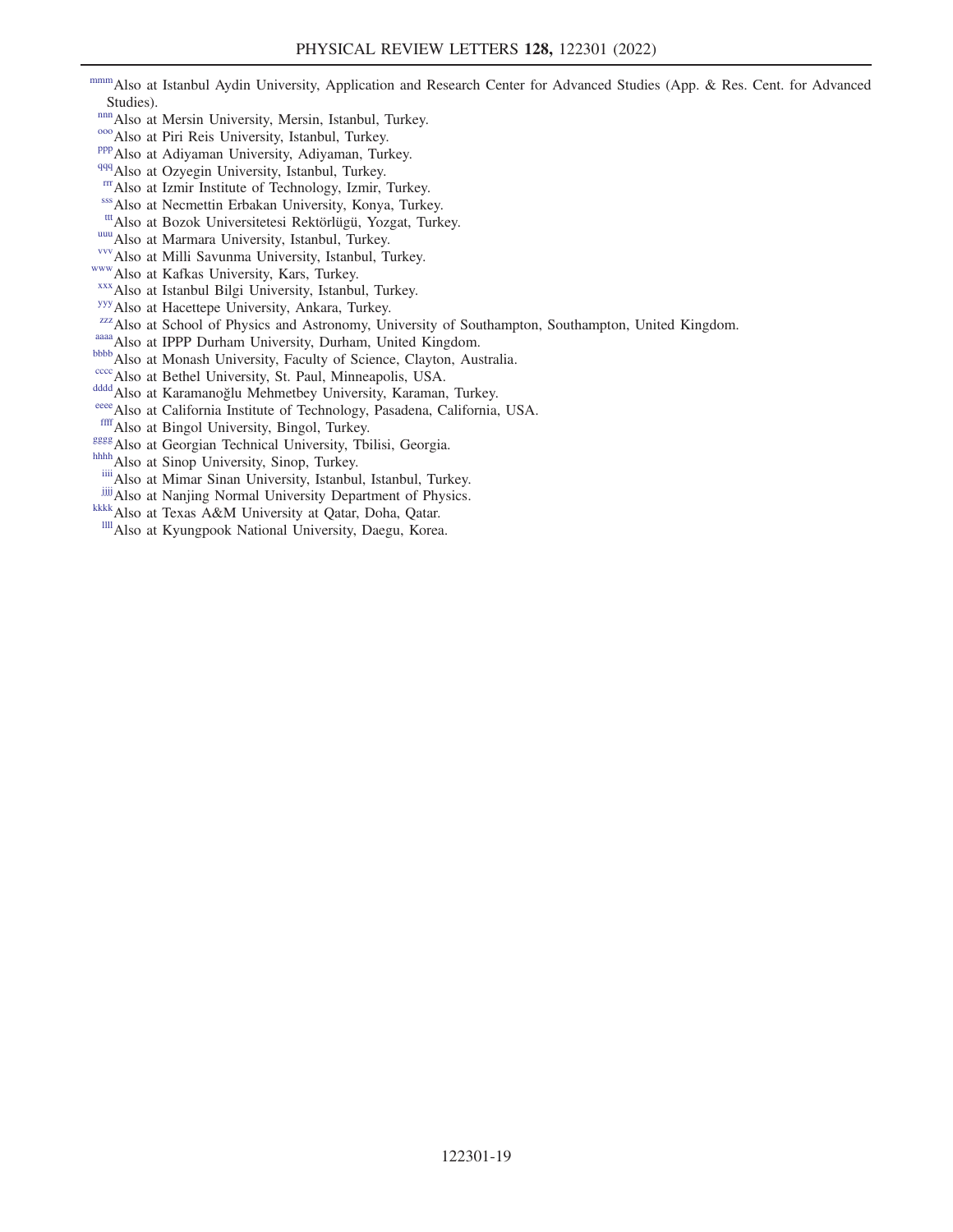[mmm]Also at Istanbul Aydin University, Application and Research Center for Advanced Studies (App. & Res. Cent. for Advanced Studies).

[nnn]Also at Mersin University, Mersin, Istanbul, Turkey.

[ooo]Also at Piri Reis University, Istanbul, Turkey.

[ppp]Also at Adiyaman University, Adiyaman, Turkey.

[qqq]Also at Ozyegin University, Istanbul, Turkey.

[rrr]Also at Izmir Institute of Technology, Izmir, Turkey.

[sss]Also at Necmettin Erbakan University, Konya, Turkey.

[ttt]Also at Bozok Universitetesi Rektörlügü, Yozgat, Turkey.

[uuu]Also at Marmara University, Istanbul, Turkey.

[vvv]Also at Milli Savunma University, Istanbul, Turkey.

[www]Also at Kafkas University, Kars, Turkey.

[xxx]Also at Istanbul Bilgi University, Istanbul, Turkey.

[yyy]Also at Hacettepe University, Ankara, Turkey.

[zzz]Also at School of Physics and Astronomy, University of Southampton, Southampton, United Kingdom.

[aaaa]Also at IPPP Durham University, Durham, United Kingdom.

[bbbb]Also at Monash University, Faculty of Science, Clayton, Australia.

[cccc]Also at Bethel University, St. Paul, Minneapolis, USA.

[dddd]Also at Karamanoğlu Mehmetbey University, Karaman, Turkey.

[eeee]Also at California Institute of Technology, Pasadena, California, USA.

[ffff]Also at Bingol University, Bingol, Turkey.

[gggg]Also at Georgian Technical University, Tbilisi, Georgia.

[hhhh]Also at Sinop University, Sinop, Turkey.

[iiii]Also at Mimar Sinan University, Istanbul, Istanbul, Turkey.

[jjjj]Also at Nanjing Normal University Department of Physics.

[kkkk]Also at Texas A&M University at Qatar, Doha, Qatar.

[llll]Also at Kyungpook National University, Daegu, Korea.